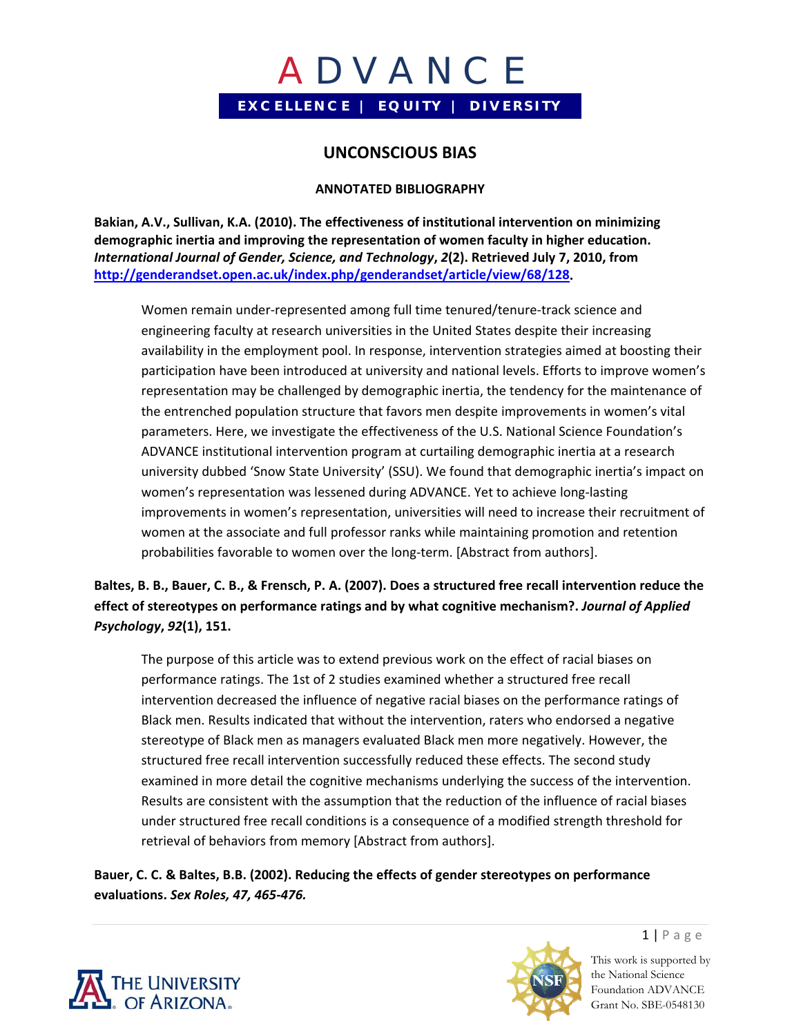# ADVANCE

**EXCELLENCE | EQUITY | DIVERSITY**

## UNCONSCIOUS BIAS

### ANNOTATED BIBLIOGRAPHY

**Bakian, A.V., Sullivan, K.A. (2010). The effectiveness of institutional intervention on minimizing demographic inertia and improving the representation of women faculty in higher education. *International Journal of Gender, Science, and Technology*, *2*(2). Retrieved July 7, 2010, from [http://genderandset.open.ac.uk/index.php/genderandset/article/view/68/128](http://genderandset.open.ac.uk/index.php/genderandset/article/view/68/128).**

> Women remain under-represented among full time tenured/tenure-track science and engineering faculty at research universities in the United States despite their increasing availability in the employment pool. In response, intervention strategies aimed at boosting their participation have been introduced at university and national levels. Efforts to improve women's representation may be challenged by demographic inertia, the tendency for the maintenance of the entrenched population structure that favors men despite improvements in women's vital parameters. Here, we investigate the effectiveness of the U.S. National Science Foundation's ADVANCE institutional intervention program at curtailing demographic inertia at a research university dubbed 'Snow State University' (SSU). We found that demographic inertia's impact on women's representation was lessened during ADVANCE. Yet to achieve long-lasting improvements in women's representation, universities will need to increase their recruitment of women at the associate and full professor ranks while maintaining promotion and retention probabilities favorable to women over the long-term. [Abstract from authors].

**Baltes, B. B., Bauer, C. B., & Frensch, P. A. (2007). Does a structured free recall intervention reduce the effect of stereotypes on performance ratings and by what cognitive mechanism?. *Journal of Applied Psychology*, *92*(1), 151.**

> The purpose of this article was to extend previous work on the effect of racial biases on performance ratings. The 1st of 2 studies examined whether a structured free recall intervention decreased the influence of negative racial biases on the performance ratings of Black men. Results indicated that without the intervention, raters who endorsed a negative stereotype of Black men as managers evaluated Black men more negatively. However, the structured free recall intervention successfully reduced these effects. The second study examined in more detail the cognitive mechanisms underlying the success of the intervention. Results are consistent with the assumption that the reduction of the influence of racial biases under structured free recall conditions is a consequence of a modified strength threshold for retrieval of behaviors from memory [Abstract from authors].

**Bauer, C. C. & Baltes, B.B. (2002). Reducing the effects of gender stereotypes on performance evaluations. *Sex Roles, 47, 465-476.***

This work is supported by the National Science Foundation ADVANCE Grant No. SBE-0548130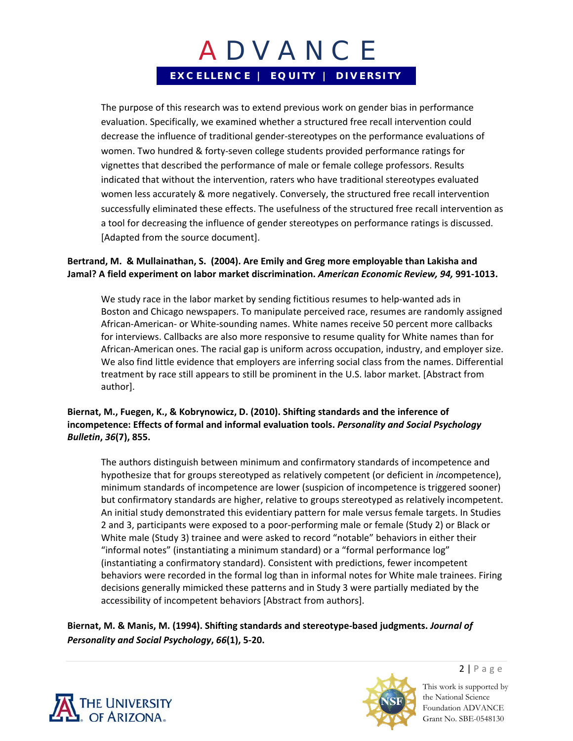The purpose of this research was to extend previous work on gender bias in performance evaluation. Specifically, we examined whether a structured free recall intervention could decrease the influence of traditional gender-stereotypes on the performance evaluations of women. Two hundred & forty-seven college students provided performance ratings for vignettes that described the performance of male or female college professors. Results indicated that without the intervention, raters who have traditional stereotypes evaluated women less accurately & more negatively. Conversely, the structured free recall intervention successfully eliminated these effects. The usefulness of the structured free recall intervention as a tool for decreasing the influence of gender stereotypes on performance ratings is discussed. [Adapted from the source document].

**Bertrand, M. & Mullainathan, S. (2004). Are Emily and Greg more employable than Lakisha and Jamal? A field experiment on labor market discrimination. *American Economic Review, 94,* 991-1013.**

We study race in the labor market by sending fictitious resumes to help-wanted ads in Boston and Chicago newspapers. To manipulate perceived race, resumes are randomly assigned African-American- or White-sounding names. White names receive 50 percent more callbacks for interviews. Callbacks are also more responsive to resume quality for White names than for African-American ones. The racial gap is uniform across occupation, industry, and employer size. We also find little evidence that employers are inferring social class from the names. Differential treatment by race still appears to still be prominent in the U.S. labor market. [Abstract from author].

**Biernat, M., Fuegen, K., & Kobrynowicz, D. (2010). Shifting standards and the inference of incompetence: Effects of formal and informal evaluation tools. *Personality and Social Psychology Bulletin*, *36*(7), 855.**

The authors distinguish between minimum and confirmatory standards of incompetence and hypothesize that for groups stereotyped as relatively competent (or deficient in *in*competence), minimum standards of incompetence are lower (suspicion of incompetence is triggered sooner) but confirmatory standards are higher, relative to groups stereotyped as relatively incompetent. An initial study demonstrated this evidentiary pattern for male versus female targets. In Studies 2 and 3, participants were exposed to a poor-performing male or female (Study 2) or Black or White male (Study 3) trainee and were asked to record "notable" behaviors in either their "informal notes" (instantiating a minimum standard) or a "formal performance log" (instantiating a confirmatory standard). Consistent with predictions, fewer incompetent behaviors were recorded in the formal log than in informal notes for White male trainees. Firing decisions generally mimicked these patterns and in Study 3 were partially mediated by the accessibility of incompetent behaviors [Abstract from authors].

**Biernat, M. & Manis, M. (1994). Shifting standards and stereotype-based judgments. *Journal of Personality and Social Psychology*, *66*(1), 5-20.**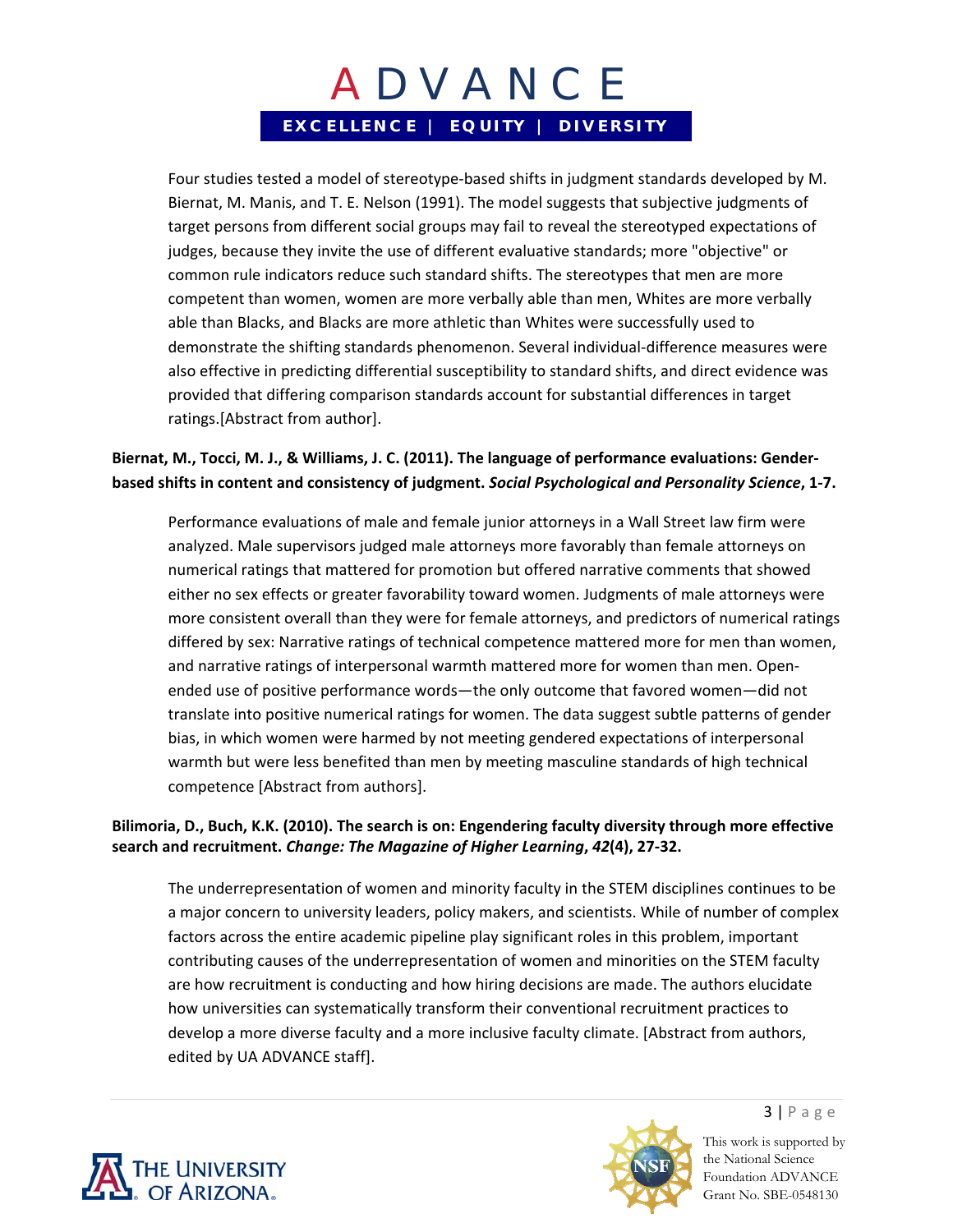Four studies tested a model of stereotype-based shifts in judgment standards developed by M. Biernat, M. Manis, and T. E. Nelson (1991). The model suggests that subjective judgments of target persons from different social groups may fail to reveal the stereotyped expectations of judges, because they invite the use of different evaluative standards; more "objective" or common rule indicators reduce such standard shifts. The stereotypes that men are more competent than women, women are more verbally able than men, Whites are more verbally able than Blacks, and Blacks are more athletic than Whites were successfully used to demonstrate the shifting standards phenomenon. Several individual-difference measures were also effective in predicting differential susceptibility to standard shifts, and direct evidence was provided that differing comparison standards account for substantial differences in target ratings.[Abstract from author].

**Biernat, M., Tocci, M. J., & Williams, J. C. (2011). The language of performance evaluations: Gender-based shifts in content and consistency of judgment. *Social Psychological and Personality Science*, 1-7.**

Performance evaluations of male and female junior attorneys in a Wall Street law firm were analyzed. Male supervisors judged male attorneys more favorably than female attorneys on numerical ratings that mattered for promotion but offered narrative comments that showed either no sex effects or greater favorability toward women. Judgments of male attorneys were more consistent overall than they were for female attorneys, and predictors of numerical ratings differed by sex: Narrative ratings of technical competence mattered more for men than women, and narrative ratings of interpersonal warmth mattered more for women than men. Open-ended use of positive performance words—the only outcome that favored women—did not translate into positive numerical ratings for women. The data suggest subtle patterns of gender bias, in which women were harmed by not meeting gendered expectations of interpersonal warmth but were less benefited than men by meeting masculine standards of high technical competence [Abstract from authors].

**Bilimoria, D., Buch, K.K. (2010). The search is on: Engendering faculty diversity through more effective search and recruitment. *Change: The Magazine of Higher Learning*, *42*(4), 27-32.**

The underrepresentation of women and minority faculty in the STEM disciplines continues to be a major concern to university leaders, policy makers, and scientists. While of number of complex factors across the entire academic pipeline play significant roles in this problem, important contributing causes of the underrepresentation of women and minorities on the STEM faculty are how recruitment is conducting and how hiring decisions are made. The authors elucidate how universities can systematically transform their conventional recruitment practices to develop a more diverse faculty and a more inclusive faculty climate. [Abstract from authors, edited by UA ADVANCE staff].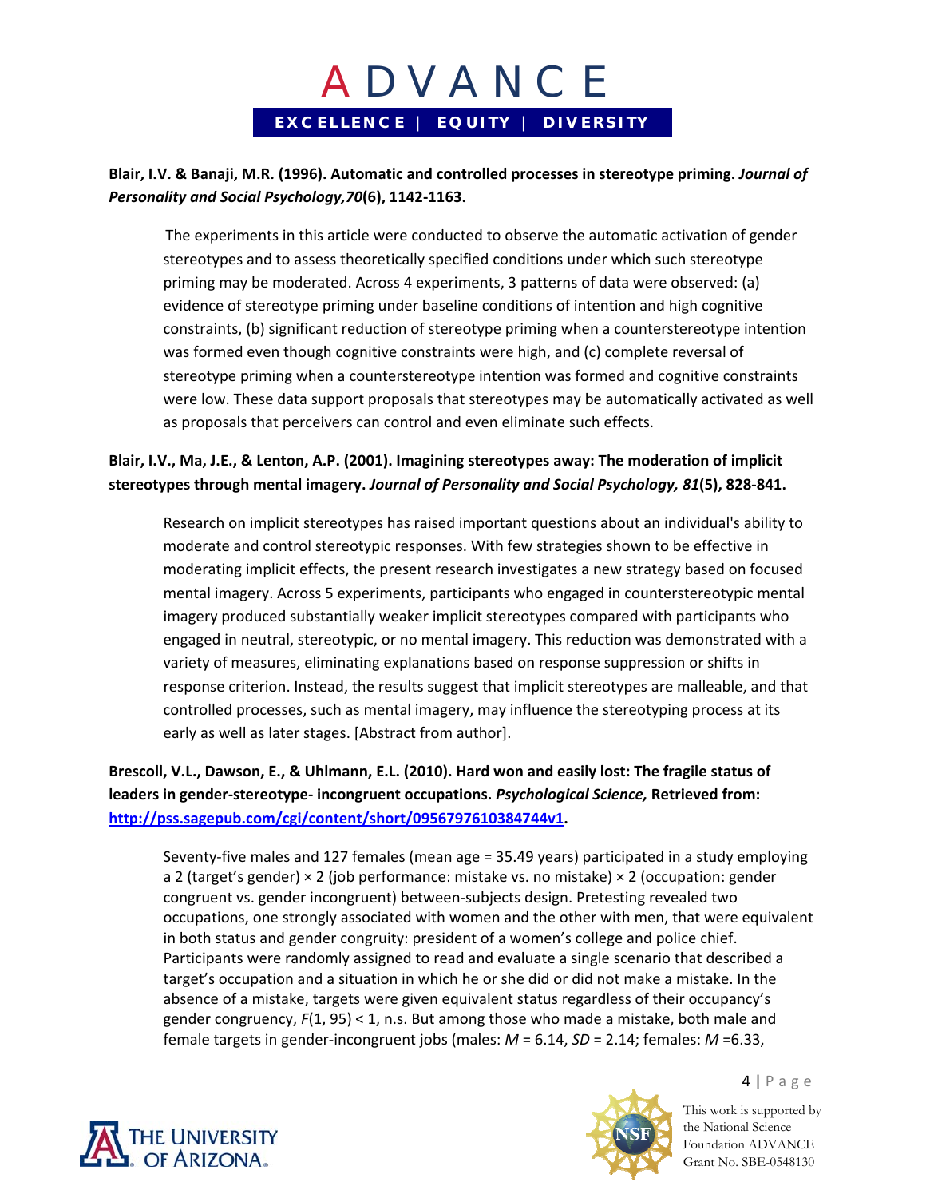**Blair, I.V. & Banaji, M.R. (1996). Automatic and controlled processes in stereotype priming.** ***Journal of Personality and Social Psychology,70*****(6), 1142-1163.**

The experiments in this article were conducted to observe the automatic activation of gender stereotypes and to assess theoretically specified conditions under which such stereotype priming may be moderated. Across 4 experiments, 3 patterns of data were observed: (a) evidence of stereotype priming under baseline conditions of intention and high cognitive constraints, (b) significant reduction of stereotype priming when a counterstereotype intention was formed even though cognitive constraints were high, and (c) complete reversal of stereotype priming when a counterstereotype intention was formed and cognitive constraints were low. These data support proposals that stereotypes may be automatically activated as well as proposals that perceivers can control and even eliminate such effects.

**Blair, I.V., Ma, J.E., & Lenton, A.P. (2001). Imagining stereotypes away: The moderation of implicit stereotypes through mental imagery.** ***Journal of Personality and Social Psychology, 81*****(5), 828-841.**

Research on implicit stereotypes has raised important questions about an individual's ability to moderate and control stereotypic responses. With few strategies shown to be effective in moderating implicit effects, the present research investigates a new strategy based on focused mental imagery. Across 5 experiments, participants who engaged in counterstereotypic mental imagery produced substantially weaker implicit stereotypes compared with participants who engaged in neutral, stereotypic, or no mental imagery. This reduction was demonstrated with a variety of measures, eliminating explanations based on response suppression or shifts in response criterion. Instead, the results suggest that implicit stereotypes are malleable, and that controlled processes, such as mental imagery, may influence the stereotyping process at its early as well as later stages. [Abstract from author].

**Brescoll, V.L., Dawson, E., & Uhlmann, E.L. (2010). Hard won and easily lost: The fragile status of leaders in gender-stereotype- incongruent occupations.** ***Psychological Science,*** **Retrieved from: [http://pss.sagepub.com/cgi/content/short/0956797610384744v1](http://pss.sagepub.com/cgi/content/short/0956797610384744v1).**

Seventy-five males and 127 females (mean age = 35.49 years) participated in a study employing a 2 (target's gender) × 2 (job performance: mistake vs. no mistake) × 2 (occupation: gender congruent vs. gender incongruent) between-subjects design. Pretesting revealed two occupations, one strongly associated with women and the other with men, that were equivalent in both status and gender congruity: president of a women's college and police chief. Participants were randomly assigned to read and evaluate a single scenario that described a target's occupation and a situation in which he or she did or did not make a mistake. In the absence of a mistake, targets were given equivalent status regardless of their occupancy's gender congruency, $F(1, 95) < 1$, n.s. But among those who made a mistake, both male and female targets in gender-incongruent jobs (males: $M = 6.14$, $SD = 2.14$; females: $M = 6.33$,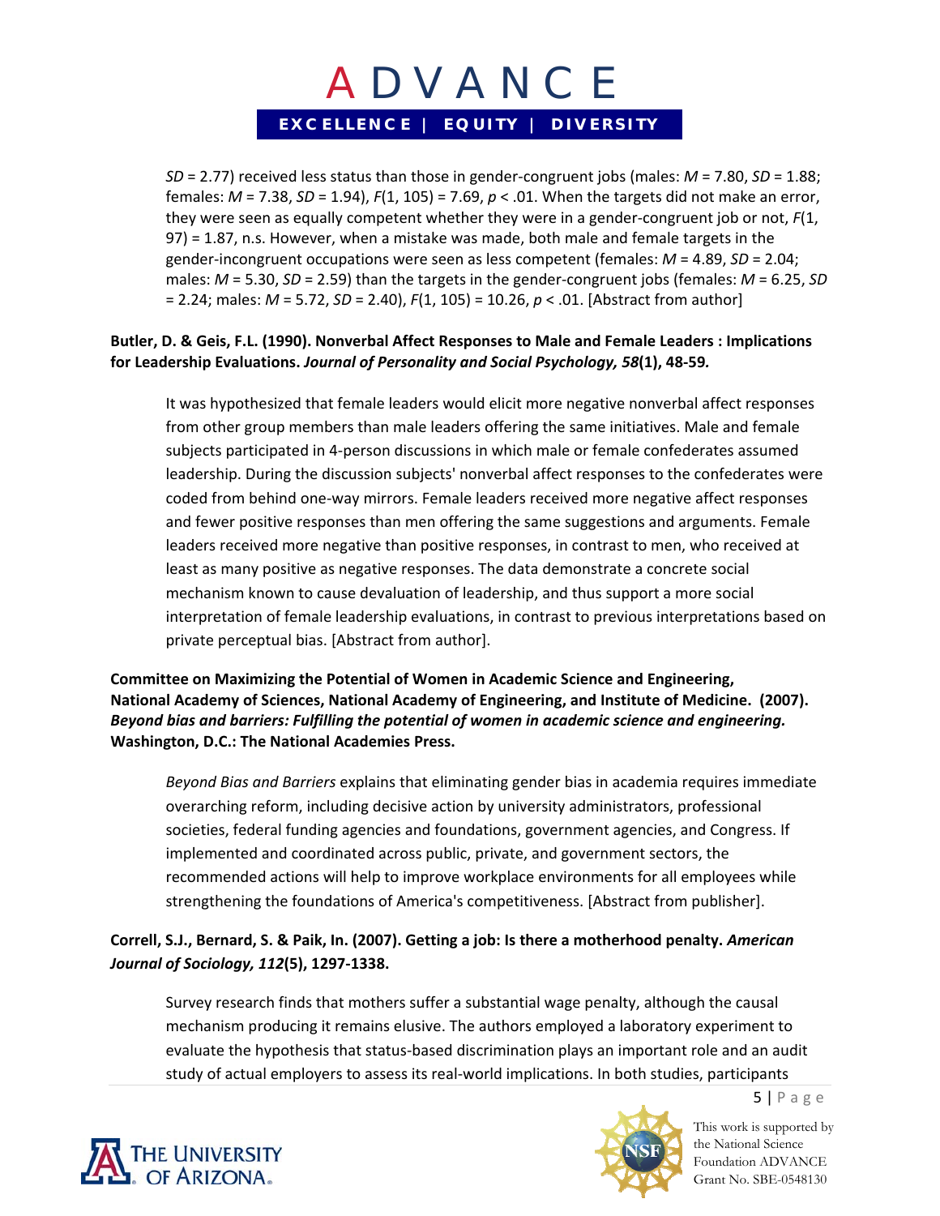$SD$ = 2.77) received less status than those in gender-congruent jobs (males: $M$ = 7.80, $SD$ = 1.88; females: $M$ = 7.38, $SD$ = 1.94), $F(1, 105) = 7.69$, $p < .01$. When the targets did not make an error, they were seen as equally competent whether they were in a gender-congruent job or not, $F(1, 97) = 1.87$, n.s. However, when a mistake was made, both male and female targets in the gender-incongruent occupations were seen as less competent (females: $M$ = 4.89, $SD$ = 2.04; males: $M$ = 5.30, $SD$ = 2.59) than the targets in the gender-congruent jobs (females: $M$ = 6.25, $SD$ = 2.24; males: $M$ = 5.72, $SD$ = 2.40), $F(1, 105) = 10.26$, $p < .01$. [Abstract from author]

**Butler, D. & Geis, F.L. (1990). Nonverbal Affect Responses to Male and Female Leaders : Implications for Leadership Evaluations. *Journal of Personality and Social Psychology, 58*(1), 48-59.**

It was hypothesized that female leaders would elicit more negative nonverbal affect responses from other group members than male leaders offering the same initiatives. Male and female subjects participated in 4-person discussions in which male or female confederates assumed leadership. During the discussion subjects' nonverbal affect responses to the confederates were coded from behind one-way mirrors. Female leaders received more negative affect responses and fewer positive responses than men offering the same suggestions and arguments. Female leaders received more negative than positive responses, in contrast to men, who received at least as many positive as negative responses. The data demonstrate a concrete social mechanism known to cause devaluation of leadership, and thus support a more social interpretation of female leadership evaluations, in contrast to previous interpretations based on private perceptual bias. [Abstract from author].

**Committee on Maximizing the Potential of Women in Academic Science and Engineering, National Academy of Sciences, National Academy of Engineering, and Institute of Medicine. (2007). *Beyond bias and barriers: Fulfilling the potential of women in academic science and engineering.* Washington, D.C.: The National Academies Press.**

*Beyond Bias and Barriers* explains that eliminating gender bias in academia requires immediate overarching reform, including decisive action by university administrators, professional societies, federal funding agencies and foundations, government agencies, and Congress. If implemented and coordinated across public, private, and government sectors, the recommended actions will help to improve workplace environments for all employees while strengthening the foundations of America's competitiveness. [Abstract from publisher].

**Correll, S.J., Bernard, S. & Paik, In. (2007). Getting a job: Is there a motherhood penalty. *American Journal of Sociology, 112*(5), 1297-1338.**

Survey research finds that mothers suffer a substantial wage penalty, although the causal mechanism producing it remains elusive. The authors employed a laboratory experiment to evaluate the hypothesis that status-based discrimination plays an important role and an audit study of actual employers to assess its real-world implications. In both studies, participants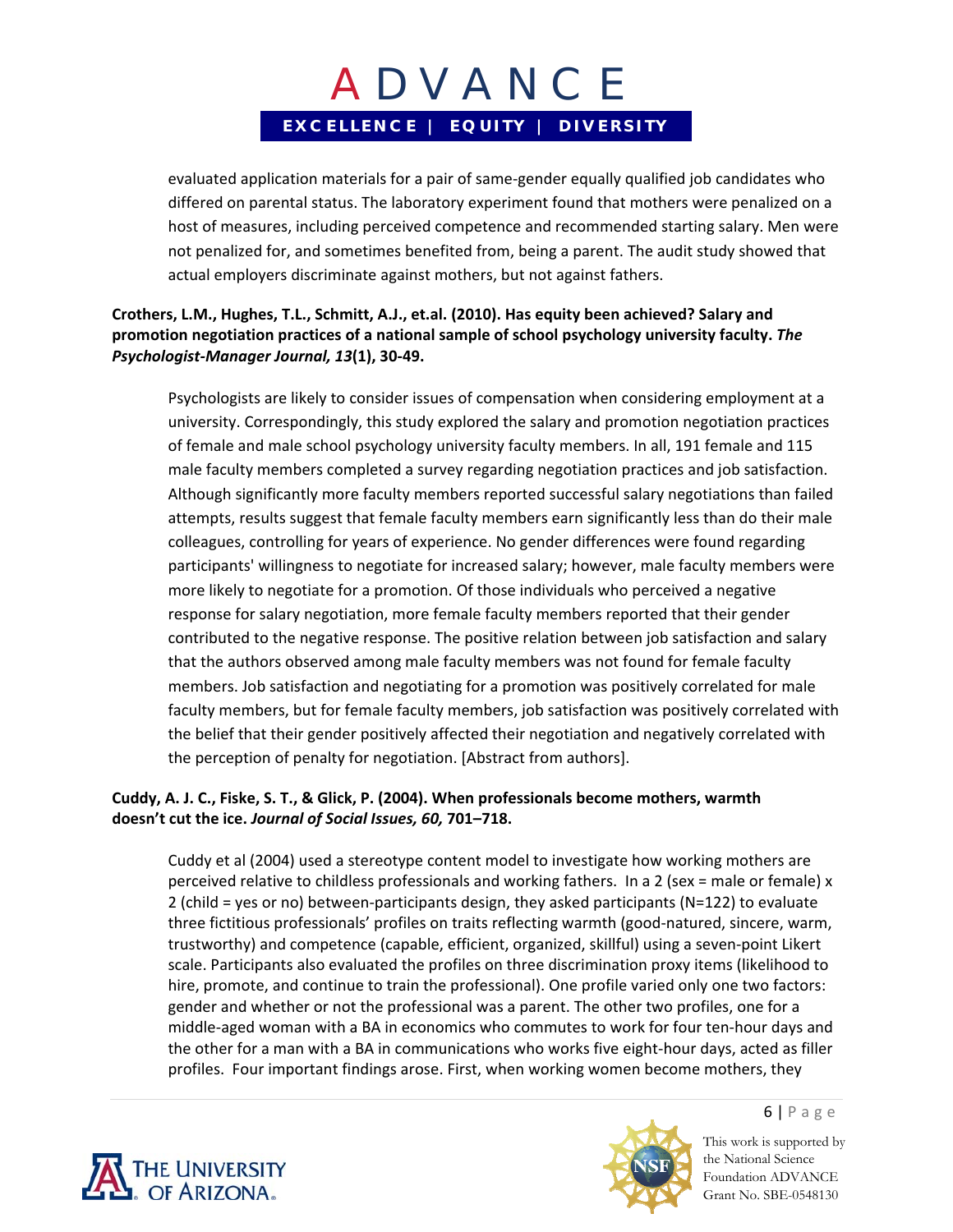evaluated application materials for a pair of same-gender equally qualified job candidates who differed on parental status. The laboratory experiment found that mothers were penalized on a host of measures, including perceived competence and recommended starting salary. Men were not penalized for, and sometimes benefited from, being a parent. The audit study showed that actual employers discriminate against mothers, but not against fathers.

**Crothers, L.M., Hughes, T.L., Schmitt, A.J., et.al. (2010). Has equity been achieved? Salary and promotion negotiation practices of a national sample of school psychology university faculty. *The Psychologist-Manager Journal, 13*(1), 30-49.**

Psychologists are likely to consider issues of compensation when considering employment at a university. Correspondingly, this study explored the salary and promotion negotiation practices of female and male school psychology university faculty members. In all, 191 female and 115 male faculty members completed a survey regarding negotiation practices and job satisfaction. Although significantly more faculty members reported successful salary negotiations than failed attempts, results suggest that female faculty members earn significantly less than do their male colleagues, controlling for years of experience. No gender differences were found regarding participants' willingness to negotiate for increased salary; however, male faculty members were more likely to negotiate for a promotion. Of those individuals who perceived a negative response for salary negotiation, more female faculty members reported that their gender contributed to the negative response. The positive relation between job satisfaction and salary that the authors observed among male faculty members was not found for female faculty members. Job satisfaction and negotiating for a promotion was positively correlated for male faculty members, but for female faculty members, job satisfaction was positively correlated with the belief that their gender positively affected their negotiation and negatively correlated with the perception of penalty for negotiation. [Abstract from authors].

**Cuddy, A. J. C., Fiske, S. T., & Glick, P. (2004). When professionals become mothers, warmth doesn't cut the ice. *Journal of Social Issues, 60,* 701–718.**

Cuddy et al (2004) used a stereotype content model to investigate how working mothers are perceived relative to childless professionals and working fathers. In a 2 (sex = male or female) x 2 (child = yes or no) between-participants design, they asked participants (N=122) to evaluate three fictitious professionals' profiles on traits reflecting warmth (good-natured, sincere, warm, trustworthy) and competence (capable, efficient, organized, skillful) using a seven-point Likert scale. Participants also evaluated the profiles on three discrimination proxy items (likelihood to hire, promote, and continue to train the professional). One profile varied only one two factors: gender and whether or not the professional was a parent. The other two profiles, one for a middle-aged woman with a BA in economics who commutes to work for four ten-hour days and the other for a man with a BA in communications who works five eight-hour days, acted as filler profiles. Four important findings arose. First, when working women become mothers, they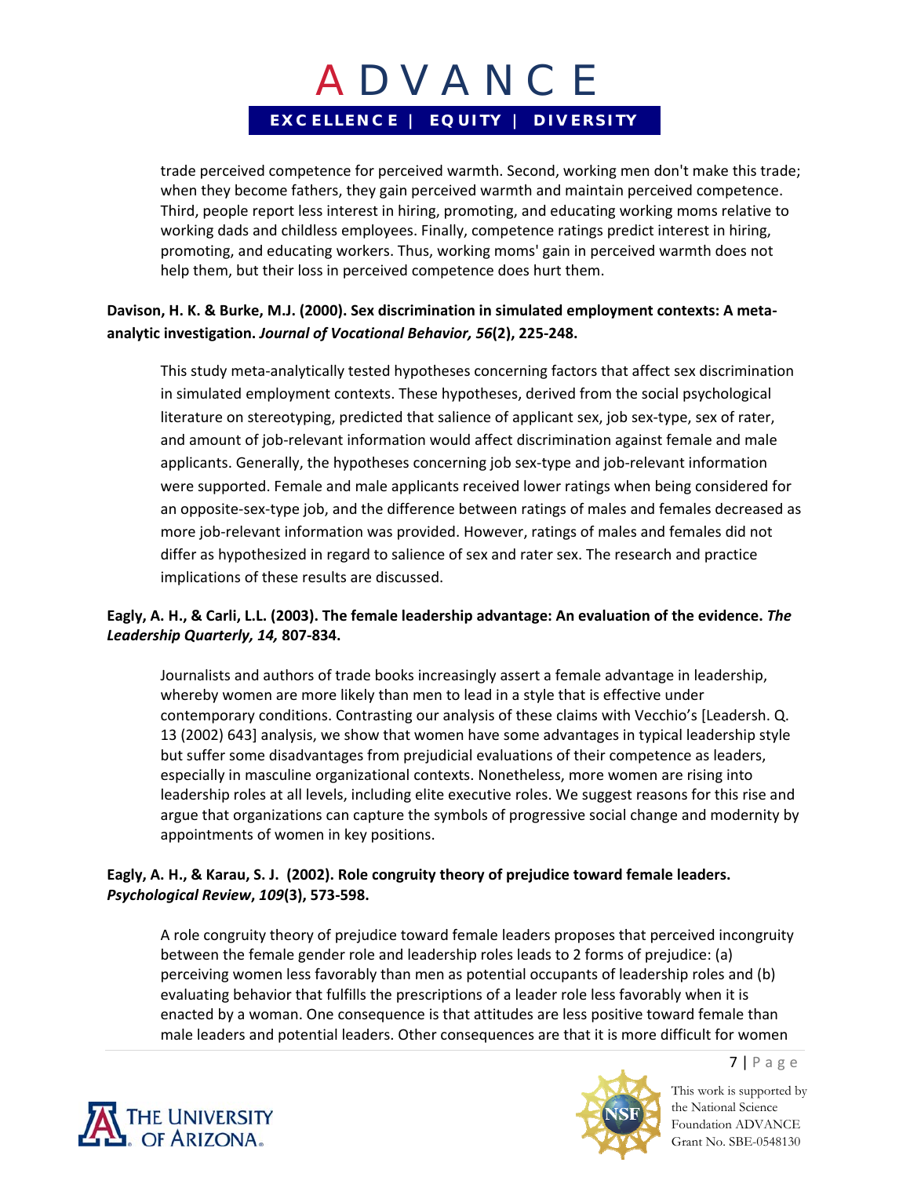trade perceived competence for perceived warmth. Second, working men don't make this trade; when they become fathers, they gain perceived warmth and maintain perceived competence. Third, people report less interest in hiring, promoting, and educating working moms relative to working dads and childless employees. Finally, competence ratings predict interest in hiring, promoting, and educating workers. Thus, working moms' gain in perceived warmth does not help them, but their loss in perceived competence does hurt them.

**Davison, H. K. & Burke, M.J. (2000). Sex discrimination in simulated employment contexts: A meta-analytic investigation. *Journal of Vocational Behavior, 56*(2), 225-248.**

This study meta-analytically tested hypotheses concerning factors that affect sex discrimination in simulated employment contexts. These hypotheses, derived from the social psychological literature on stereotyping, predicted that salience of applicant sex, job sex-type, sex of rater, and amount of job-relevant information would affect discrimination against female and male applicants. Generally, the hypotheses concerning job sex-type and job-relevant information were supported. Female and male applicants received lower ratings when being considered for an opposite-sex-type job, and the difference between ratings of males and females decreased as more job-relevant information was provided. However, ratings of males and females did not differ as hypothesized in regard to salience of sex and rater sex. The research and practice implications of these results are discussed.

**Eagly, A. H., & Carli, L.L. (2003). The female leadership advantage: An evaluation of the evidence. *The Leadership Quarterly, 14,* 807-834.**

Journalists and authors of trade books increasingly assert a female advantage in leadership, whereby women are more likely than men to lead in a style that is effective under contemporary conditions. Contrasting our analysis of these claims with Vecchio's [Leadersh. Q. 13 (2002) 643] analysis, we show that women have some advantages in typical leadership style but suffer some disadvantages from prejudicial evaluations of their competence as leaders, especially in masculine organizational contexts. Nonetheless, more women are rising into leadership roles at all levels, including elite executive roles. We suggest reasons for this rise and argue that organizations can capture the symbols of progressive social change and modernity by appointments of women in key positions.

**Eagly, A. H., & Karau, S. J. (2002). Role congruity theory of prejudice toward female leaders. *Psychological Review*, *109*(3), 573-598.**

A role congruity theory of prejudice toward female leaders proposes that perceived incongruity between the female gender role and leadership roles leads to 2 forms of prejudice: (a) perceiving women less favorably than men as potential occupants of leadership roles and (b) evaluating behavior that fulfills the prescriptions of a leader role less favorably when it is enacted by a woman. One consequence is that attitudes are less positive toward female than male leaders and potential leaders. Other consequences are that it is more difficult for women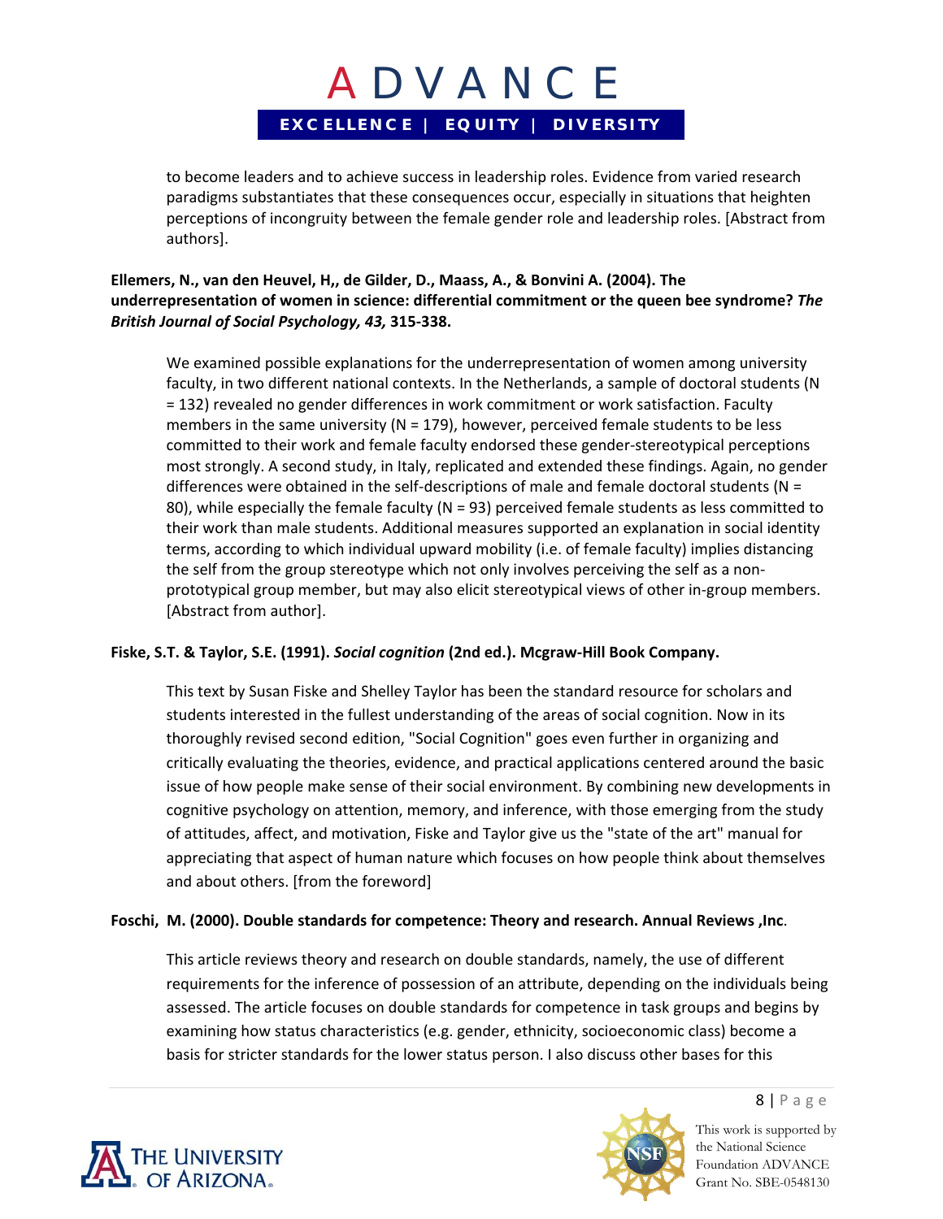to become leaders and to achieve success in leadership roles. Evidence from varied research paradigms substantiates that these consequences occur, especially in situations that heighten perceptions of incongruity between the female gender role and leadership roles. [Abstract from authors].

**Ellemers, N., van den Heuvel, H,, de Gilder, D., Maass, A., & Bonvini A. (2004). The underrepresentation of women in science: differential commitment or the queen bee syndrome? *The British Journal of Social Psychology, 43,* 315-338.**

We examined possible explanations for the underrepresentation of women among university faculty, in two different national contexts. In the Netherlands, a sample of doctoral students (N = 132) revealed no gender differences in work commitment or work satisfaction. Faculty members in the same university (N = 179), however, perceived female students to be less committed to their work and female faculty endorsed these gender-stereotypical perceptions most strongly. A second study, in Italy, replicated and extended these findings. Again, no gender differences were obtained in the self-descriptions of male and female doctoral students (N = 80), while especially the female faculty (N = 93) perceived female students as less committed to their work than male students. Additional measures supported an explanation in social identity terms, according to which individual upward mobility (i.e. of female faculty) implies distancing the self from the group stereotype which not only involves perceiving the self as a non-prototypical group member, but may also elicit stereotypical views of other in-group members. [Abstract from author].

**Fiske, S.T. & Taylor, S.E. (1991). *Social cognition* (2nd ed.). Mcgraw-Hill Book Company.**

This text by Susan Fiske and Shelley Taylor has been the standard resource for scholars and students interested in the fullest understanding of the areas of social cognition. Now in its thoroughly revised second edition, "Social Cognition" goes even further in organizing and critically evaluating the theories, evidence, and practical applications centered around the basic issue of how people make sense of their social environment. By combining new developments in cognitive psychology on attention, memory, and inference, with those emerging from the study of attitudes, affect, and motivation, Fiske and Taylor give us the "state of the art" manual for appreciating that aspect of human nature which focuses on how people think about themselves and about others. [from the foreword]

**Foschi, M. (2000). Double standards for competence: Theory and research. Annual Reviews ,Inc**.

This article reviews theory and research on double standards, namely, the use of different requirements for the inference of possession of an attribute, depending on the individuals being assessed. The article focuses on double standards for competence in task groups and begins by examining how status characteristics (e.g. gender, ethnicity, socioeconomic class) become a basis for stricter standards for the lower status person. I also discuss other bases for this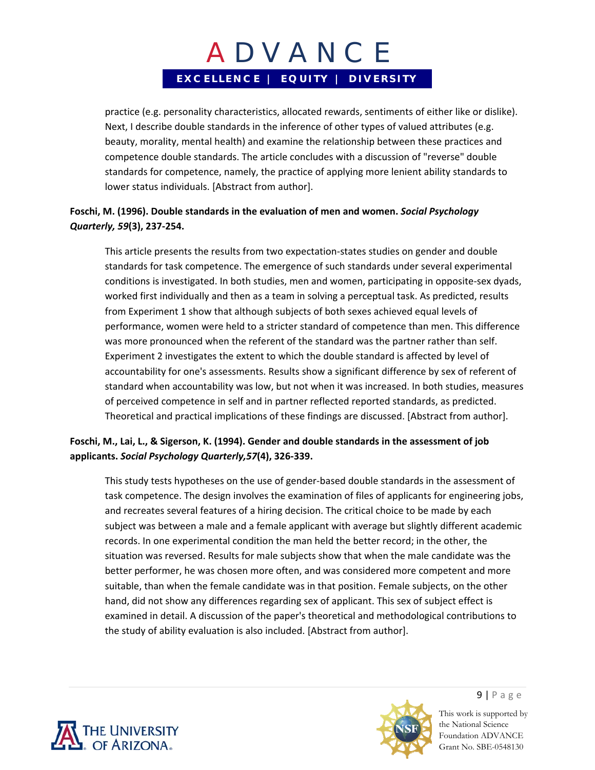practice (e.g. personality characteristics, allocated rewards, sentiments of either like or dislike). Next, I describe double standards in the inference of other types of valued attributes (e.g. beauty, morality, mental health) and examine the relationship between these practices and competence double standards. The article concludes with a discussion of "reverse" double standards for competence, namely, the practice of applying more lenient ability standards to lower status individuals. [Abstract from author].

**Foschi, M. (1996). Double standards in the evaluation of men and women. *Social Psychology Quarterly, 59*(3), 237-254.**

> This article presents the results from two expectation-states studies on gender and double standards for task competence. The emergence of such standards under several experimental conditions is investigated. In both studies, men and women, participating in opposite-sex dyads, worked first individually and then as a team in solving a perceptual task. As predicted, results from Experiment 1 show that although subjects of both sexes achieved equal levels of performance, women were held to a stricter standard of competence than men. This difference was more pronounced when the referent of the standard was the partner rather than self. Experiment 2 investigates the extent to which the double standard is affected by level of accountability for one's assessments. Results show a significant difference by sex of referent of standard when accountability was low, but not when it was increased. In both studies, measures of perceived competence in self and in partner reflected reported standards, as predicted. Theoretical and practical implications of these findings are discussed. [Abstract from author].

**Foschi, M., Lai, L., & Sigerson, K. (1994). Gender and double standards in the assessment of job applicants. *Social Psychology Quarterly,57*(4), 326-339.**

> This study tests hypotheses on the use of gender-based double standards in the assessment of task competence. The design involves the examination of files of applicants for engineering jobs, and recreates several features of a hiring decision. The critical choice to be made by each subject was between a male and a female applicant with average but slightly different academic records. In one experimental condition the man held the better record; in the other, the situation was reversed. Results for male subjects show that when the male candidate was the better performer, he was chosen more often, and was considered more competent and more suitable, than when the female candidate was in that position. Female subjects, on the other hand, did not show any differences regarding sex of applicant. This sex of subject effect is examined in detail. A discussion of the paper's theoretical and methodological contributions to the study of ability evaluation is also included. [Abstract from author].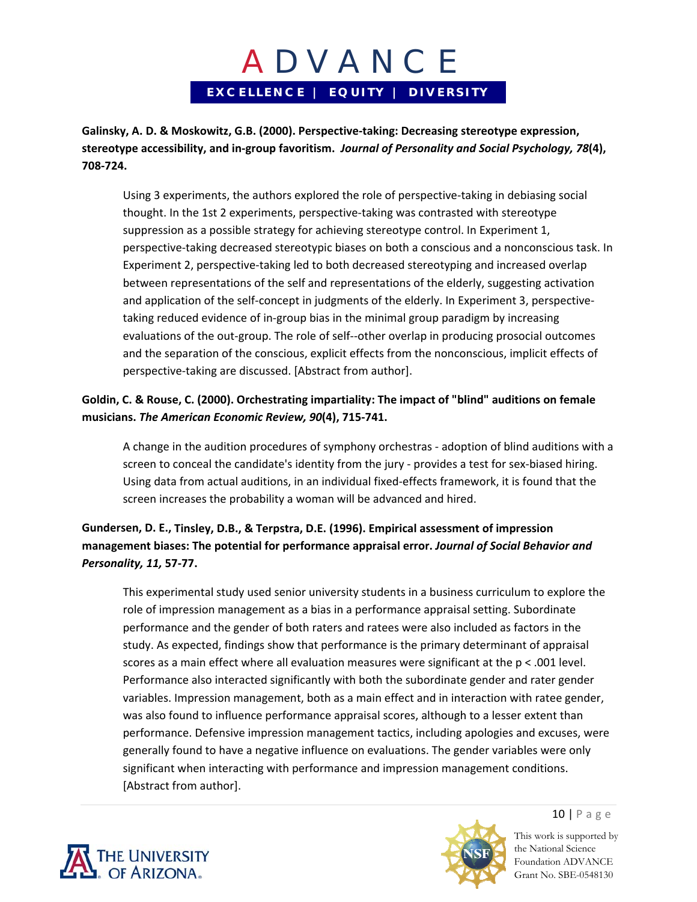**Galinsky, A. D. & Moskowitz, G.B. (2000). Perspective-taking: Decreasing stereotype expression, stereotype accessibility, and in-group favoritism.** ***Journal of Personality and Social Psychology, 78*****(4), 708-724.**

> Using 3 experiments, the authors explored the role of perspective-taking in debiasing social thought. In the 1st 2 experiments, perspective-taking was contrasted with stereotype suppression as a possible strategy for achieving stereotype control. In Experiment 1, perspective-taking decreased stereotypic biases on both a conscious and a nonconscious task. In Experiment 2, perspective-taking led to both decreased stereotyping and increased overlap between representations of the self and representations of the elderly, suggesting activation and application of the self-concept in judgments of the elderly. In Experiment 3, perspective-taking reduced evidence of in-group bias in the minimal group paradigm by increasing evaluations of the out-group. The role of self--other overlap in producing prosocial outcomes and the separation of the conscious, explicit effects from the nonconscious, implicit effects of perspective-taking are discussed. [Abstract from author].

**Goldin, C. & Rouse, C. (2000). Orchestrating impartiality: The impact of "blind" auditions on female musicians.** ***The American Economic Review, 90*****(4), 715-741.**

> A change in the audition procedures of symphony orchestras - adoption of blind auditions with a screen to conceal the candidate's identity from the jury - provides a test for sex-biased hiring. Using data from actual auditions, in an individual fixed-effects framework, it is found that the screen increases the probability a woman will be advanced and hired.

**Gundersen, D. E., Tinsley, D.B., & Terpstra, D.E. (1996). Empirical assessment of impression management biases: The potential for performance appraisal error.** ***Journal of Social Behavior and Personality, 11,*** **57-77.**

> This experimental study used senior university students in a business curriculum to explore the role of impression management as a bias in a performance appraisal setting. Subordinate performance and the gender of both raters and ratees were also included as factors in the study. As expected, findings show that performance is the primary determinant of appraisal scores as a main effect where all evaluation measures were significant at the $p < .001$ level. Performance also interacted significantly with both the subordinate gender and rater gender variables. Impression management, both as a main effect and in interaction with ratee gender, was also found to influence performance appraisal scores, although to a lesser extent than performance. Defensive impression management tactics, including apologies and excuses, were generally found to have a negative influence on evaluations. The gender variables were only significant when interacting with performance and impression management conditions. [Abstract from author].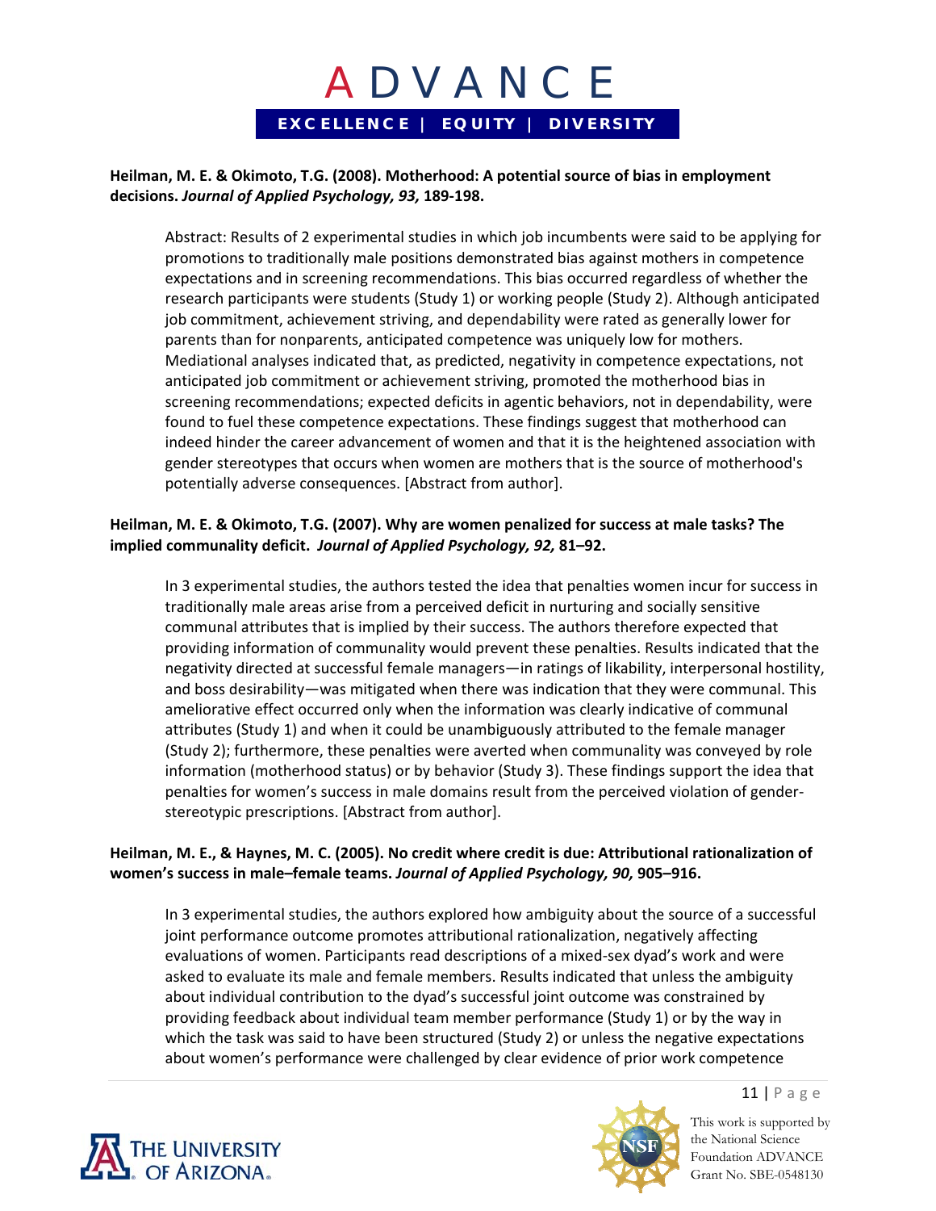**Heilman, M. E. & Okimoto, T.G. (2008). Motherhood: A potential source of bias in employment decisions. *Journal of Applied Psychology, 93,* 189-198.**

Abstract: Results of 2 experimental studies in which job incumbents were said to be applying for promotions to traditionally male positions demonstrated bias against mothers in competence expectations and in screening recommendations. This bias occurred regardless of whether the research participants were students (Study 1) or working people (Study 2). Although anticipated job commitment, achievement striving, and dependability were rated as generally lower for parents than for nonparents, anticipated competence was uniquely low for mothers. Mediational analyses indicated that, as predicted, negativity in competence expectations, not anticipated job commitment or achievement striving, promoted the motherhood bias in screening recommendations; expected deficits in agentic behaviors, not in dependability, were found to fuel these competence expectations. These findings suggest that motherhood can indeed hinder the career advancement of women and that it is the heightened association with gender stereotypes that occurs when women are mothers that is the source of motherhood's potentially adverse consequences. [Abstract from author].

**Heilman, M. E. & Okimoto, T.G. (2007). Why are women penalized for success at male tasks? The implied communality deficit. *Journal of Applied Psychology, 92,* 81–92.**

In 3 experimental studies, the authors tested the idea that penalties women incur for success in traditionally male areas arise from a perceived deficit in nurturing and socially sensitive communal attributes that is implied by their success. The authors therefore expected that providing information of communality would prevent these penalties. Results indicated that the negativity directed at successful female managers—in ratings of likability, interpersonal hostility, and boss desirability—was mitigated when there was indication that they were communal. This ameliorative effect occurred only when the information was clearly indicative of communal attributes (Study 1) and when it could be unambiguously attributed to the female manager (Study 2); furthermore, these penalties were averted when communality was conveyed by role information (motherhood status) or by behavior (Study 3). These findings support the idea that penalties for women's success in male domains result from the perceived violation of gender-stereotypic prescriptions. [Abstract from author].

**Heilman, M. E., & Haynes, M. C. (2005). No credit where credit is due: Attributional rationalization of women's success in male–female teams. *Journal of Applied Psychology, 90,* 905–916.**

In 3 experimental studies, the authors explored how ambiguity about the source of a successful joint performance outcome promotes attributional rationalization, negatively affecting evaluations of women. Participants read descriptions of a mixed-sex dyad's work and were asked to evaluate its male and female members. Results indicated that unless the ambiguity about individual contribution to the dyad's successful joint outcome was constrained by providing feedback about individual team member performance (Study 1) or by the way in which the task was said to have been structured (Study 2) or unless the negative expectations about women's performance were challenged by clear evidence of prior work competence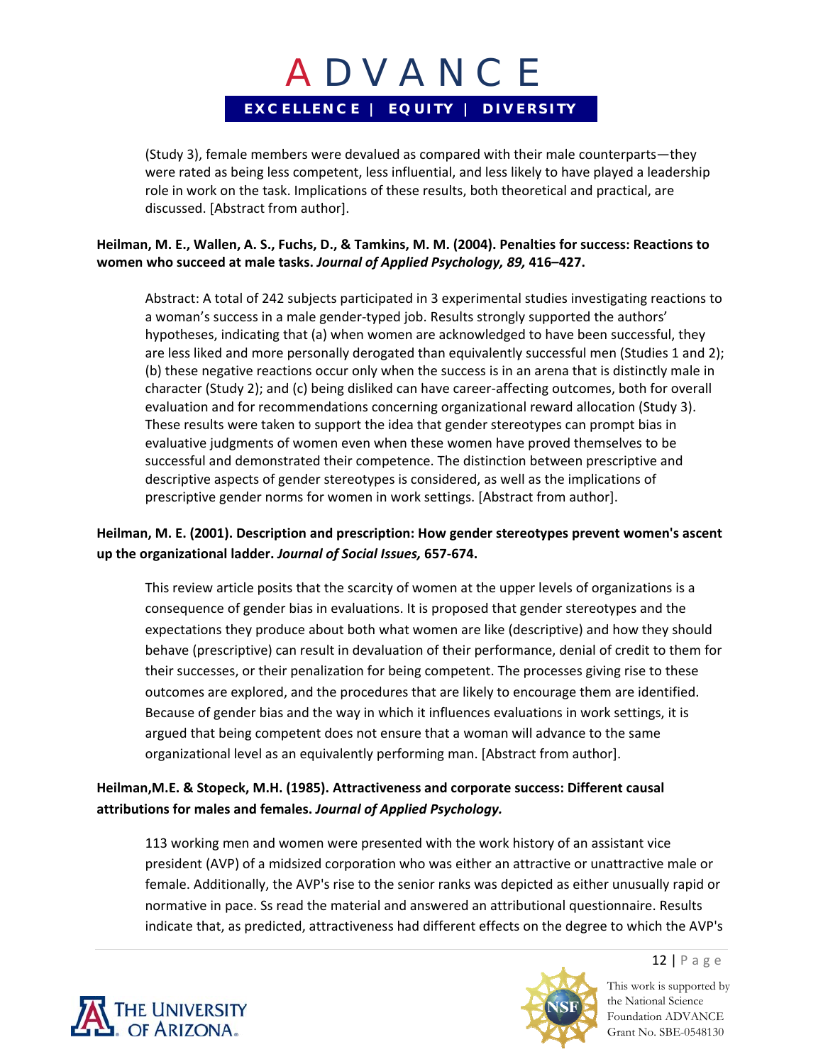(Study 3), female members were devalued as compared with their male counterparts—they were rated as being less competent, less influential, and less likely to have played a leadership role in work on the task. Implications of these results, both theoretical and practical, are discussed. [Abstract from author].

**Heilman, M. E., Wallen, A. S., Fuchs, D., & Tamkins, M. M. (2004). Penalties for success: Reactions to women who succeed at male tasks. *Journal of Applied Psychology, 89,* 416–427.**

Abstract: A total of 242 subjects participated in 3 experimental studies investigating reactions to a woman's success in a male gender-typed job. Results strongly supported the authors' hypotheses, indicating that (a) when women are acknowledged to have been successful, they are less liked and more personally derogated than equivalently successful men (Studies 1 and 2); (b) these negative reactions occur only when the success is in an arena that is distinctly male in character (Study 2); and (c) being disliked can have career-affecting outcomes, both for overall evaluation and for recommendations concerning organizational reward allocation (Study 3). These results were taken to support the idea that gender stereotypes can prompt bias in evaluative judgments of women even when these women have proved themselves to be successful and demonstrated their competence. The distinction between prescriptive and descriptive aspects of gender stereotypes is considered, as well as the implications of prescriptive gender norms for women in work settings. [Abstract from author].

**Heilman, M. E. (2001). Description and prescription: How gender stereotypes prevent women's ascent up the organizational ladder. *Journal of Social Issues,* 657-674.**

This review article posits that the scarcity of women at the upper levels of organizations is a consequence of gender bias in evaluations. It is proposed that gender stereotypes and the expectations they produce about both what women are like (descriptive) and how they should behave (prescriptive) can result in devaluation of their performance, denial of credit to them for their successes, or their penalization for being competent. The processes giving rise to these outcomes are explored, and the procedures that are likely to encourage them are identified. Because of gender bias and the way in which it influences evaluations in work settings, it is argued that being competent does not ensure that a woman will advance to the same organizational level as an equivalently performing man. [Abstract from author].

**Heilman,M.E. & Stopeck, M.H. (1985). Attractiveness and corporate success: Different causal attributions for males and females. *Journal of Applied Psychology.***

113 working men and women were presented with the work history of an assistant vice president (AVP) of a midsized corporation who was either an attractive or unattractive male or female. Additionally, the AVP's rise to the senior ranks was depicted as either unusually rapid or normative in pace. Ss read the material and answered an attributional questionnaire. Results indicate that, as predicted, attractiveness had different effects on the degree to which the AVP's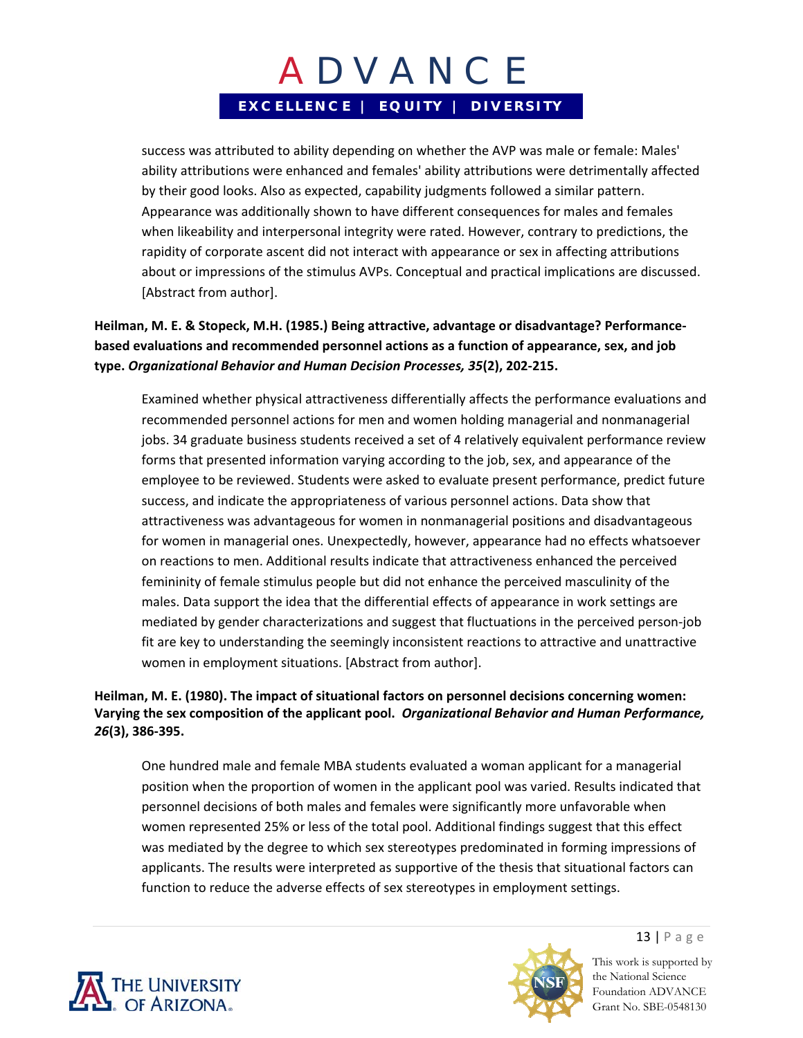success was attributed to ability depending on whether the AVP was male or female: Males' ability attributions were enhanced and females' ability attributions were detrimentally affected by their good looks. Also as expected, capability judgments followed a similar pattern. Appearance was additionally shown to have different consequences for males and females when likeability and interpersonal integrity were rated. However, contrary to predictions, the rapidity of corporate ascent did not interact with appearance or sex in affecting attributions about or impressions of the stimulus AVPs. Conceptual and practical implications are discussed. [Abstract from author].

**Heilman, M. E. & Stopeck, M.H. (1985.) Being attractive, advantage or disadvantage? Performance-based evaluations and recommended personnel actions as a function of appearance, sex, and job type.** ***Organizational Behavior and Human Decision Processes, 35*****(2), 202-215.**

Examined whether physical attractiveness differentially affects the performance evaluations and recommended personnel actions for men and women holding managerial and nonmanagerial jobs. 34 graduate business students received a set of 4 relatively equivalent performance review forms that presented information varying according to the job, sex, and appearance of the employee to be reviewed. Students were asked to evaluate present performance, predict future success, and indicate the appropriateness of various personnel actions. Data show that attractiveness was advantageous for women in nonmanagerial positions and disadvantageous for women in managerial ones. Unexpectedly, however, appearance had no effects whatsoever on reactions to men. Additional results indicate that attractiveness enhanced the perceived femininity of female stimulus people but did not enhance the perceived masculinity of the males. Data support the idea that the differential effects of appearance in work settings are mediated by gender characterizations and suggest that fluctuations in the perceived person-job fit are key to understanding the seemingly inconsistent reactions to attractive and unattractive women in employment situations. [Abstract from author].

**Heilman, M. E. (1980). The impact of situational factors on personnel decisions concerning women: Varying the sex composition of the applicant pool.** ***Organizational Behavior and Human Performance, 26*****(3), 386-395.**

One hundred male and female MBA students evaluated a woman applicant for a managerial position when the proportion of women in the applicant pool was varied. Results indicated that personnel decisions of both males and females were significantly more unfavorable when women represented 25% or less of the total pool. Additional findings suggest that this effect was mediated by the degree to which sex stereotypes predominated in forming impressions of applicants. The results were interpreted as supportive of the thesis that situational factors can function to reduce the adverse effects of sex stereotypes in employment settings.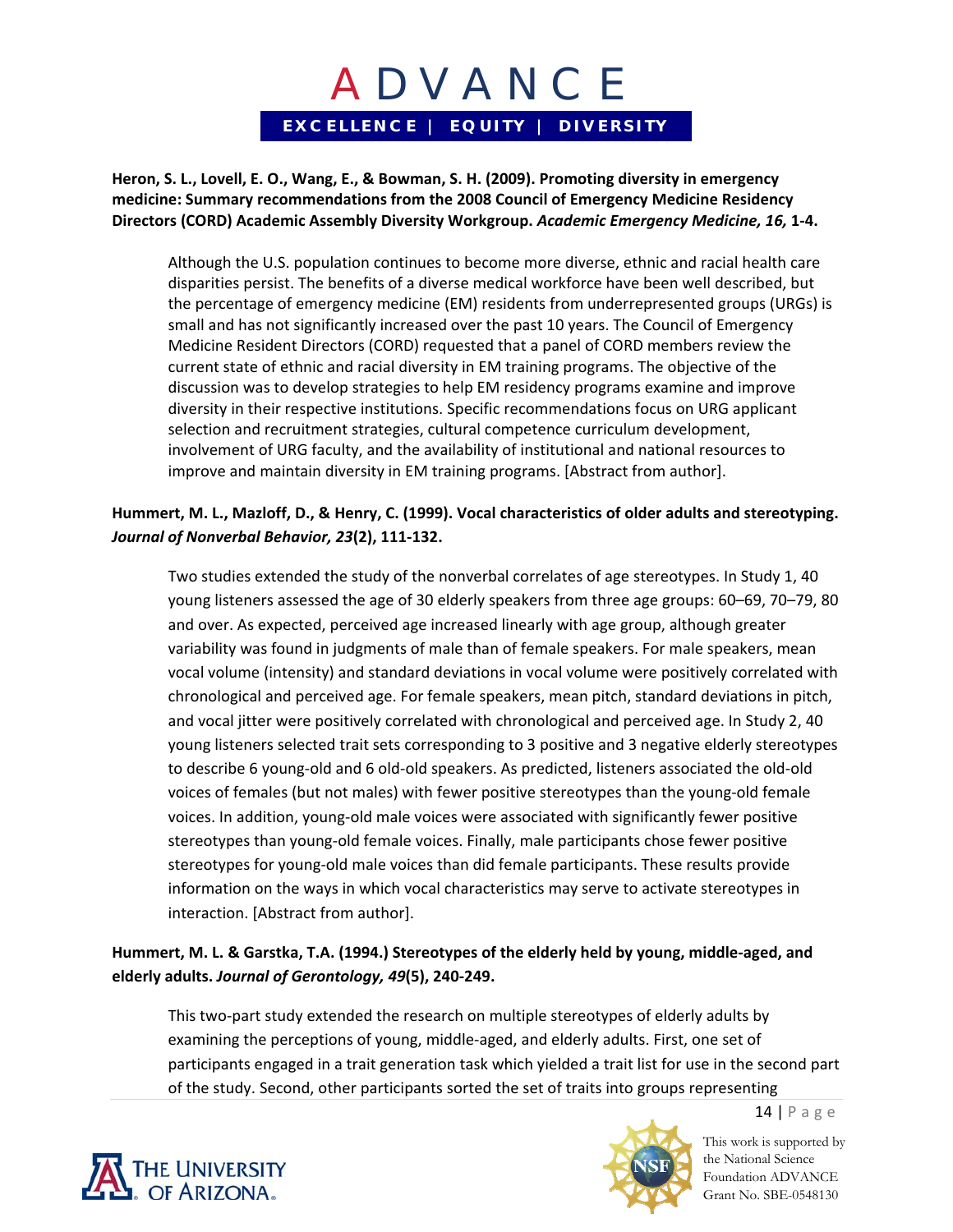**Heron, S. L., Lovell, E. O., Wang, E., & Bowman, S. H. (2009). Promoting diversity in emergency medicine: Summary recommendations from the 2008 Council of Emergency Medicine Residency Directors (CORD) Academic Assembly Diversity Workgroup. *Academic Emergency Medicine, 16,* 1-4.**

Although the U.S. population continues to become more diverse, ethnic and racial health care disparities persist. The benefits of a diverse medical workforce have been well described, but the percentage of emergency medicine (EM) residents from underrepresented groups (URGs) is small and has not significantly increased over the past 10 years. The Council of Emergency Medicine Resident Directors (CORD) requested that a panel of CORD members review the current state of ethnic and racial diversity in EM training programs. The objective of the discussion was to develop strategies to help EM residency programs examine and improve diversity in their respective institutions. Specific recommendations focus on URG applicant selection and recruitment strategies, cultural competence curriculum development, involvement of URG faculty, and the availability of institutional and national resources to improve and maintain diversity in EM training programs. [Abstract from author].

**Hummert, M. L., Mazloff, D., & Henry, C. (1999). Vocal characteristics of older adults and stereotyping. *Journal of Nonverbal Behavior, 23*(2), 111-132.**

Two studies extended the study of the nonverbal correlates of age stereotypes. In Study 1, 40 young listeners assessed the age of 30 elderly speakers from three age groups: 60–69, 70–79, 80 and over. As expected, perceived age increased linearly with age group, although greater variability was found in judgments of male than of female speakers. For male speakers, mean vocal volume (intensity) and standard deviations in vocal volume were positively correlated with chronological and perceived age. For female speakers, mean pitch, standard deviations in pitch, and vocal jitter were positively correlated with chronological and perceived age. In Study 2, 40 young listeners selected trait sets corresponding to 3 positive and 3 negative elderly stereotypes to describe 6 young-old and 6 old-old speakers. As predicted, listeners associated the old-old voices of females (but not males) with fewer positive stereotypes than the young-old female voices. In addition, young-old male voices were associated with significantly fewer positive stereotypes than young-old female voices. Finally, male participants chose fewer positive stereotypes for young-old male voices than did female participants. These results provide information on the ways in which vocal characteristics may serve to activate stereotypes in interaction. [Abstract from author].

**Hummert, M. L. & Garstka, T.A. (1994.) Stereotypes of the elderly held by young, middle-aged, and elderly adults. *Journal of Gerontology, 49*(5), 240-249.**

This two-part study extended the research on multiple stereotypes of elderly adults by examining the perceptions of young, middle-aged, and elderly adults. First, one set of participants engaged in a trait generation task which yielded a trait list for use in the second part of the study. Second, other participants sorted the set of traits into groups representing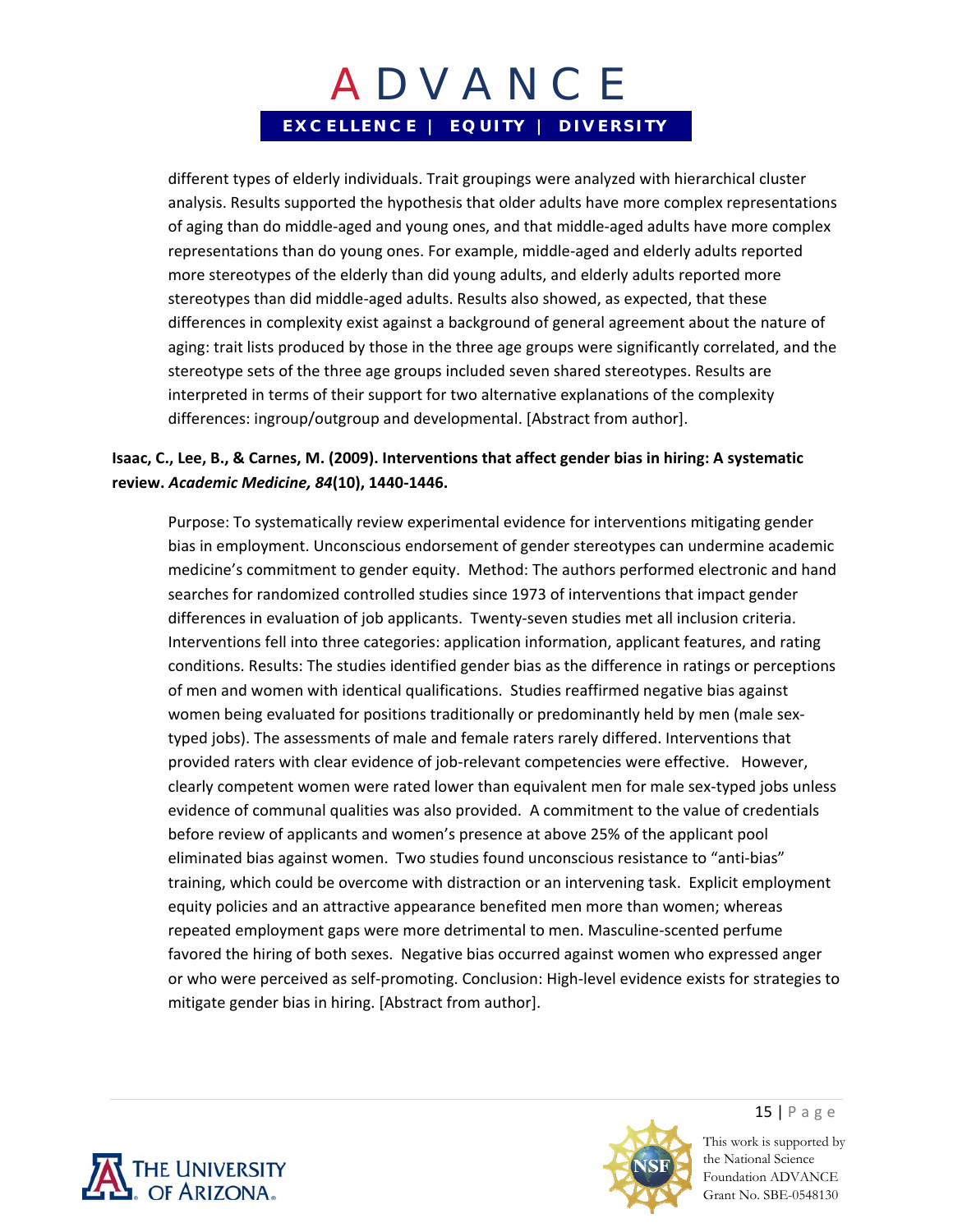different types of elderly individuals. Trait groupings were analyzed with hierarchical cluster analysis. Results supported the hypothesis that older adults have more complex representations of aging than do middle-aged and young ones, and that middle-aged adults have more complex representations than do young ones. For example, middle-aged and elderly adults reported more stereotypes of the elderly than did young adults, and elderly adults reported more stereotypes than did middle-aged adults. Results also showed, as expected, that these differences in complexity exist against a background of general agreement about the nature of aging: trait lists produced by those in the three age groups were significantly correlated, and the stereotype sets of the three age groups included seven shared stereotypes. Results are interpreted in terms of their support for two alternative explanations of the complexity differences: ingroup/outgroup and developmental. [Abstract from author].

**Isaac, C., Lee, B., & Carnes, M. (2009). Interventions that affect gender bias in hiring: A systematic review. *Academic Medicine, 84*(10), 1440-1446.**

Purpose: To systematically review experimental evidence for interventions mitigating gender bias in employment. Unconscious endorsement of gender stereotypes can undermine academic medicine's commitment to gender equity. Method: The authors performed electronic and hand searches for randomized controlled studies since 1973 of interventions that impact gender differences in evaluation of job applicants. Twenty-seven studies met all inclusion criteria. Interventions fell into three categories: application information, applicant features, and rating conditions. Results: The studies identified gender bias as the difference in ratings or perceptions of men and women with identical qualifications. Studies reaffirmed negative bias against women being evaluated for positions traditionally or predominantly held by men (male sex-typed jobs). The assessments of male and female raters rarely differed. Interventions that provided raters with clear evidence of job-relevant competencies were effective. However, clearly competent women were rated lower than equivalent men for male sex-typed jobs unless evidence of communal qualities was also provided. A commitment to the value of credentials before review of applicants and women's presence at above 25% of the applicant pool eliminated bias against women. Two studies found unconscious resistance to "anti-bias" training, which could be overcome with distraction or an intervening task. Explicit employment equity policies and an attractive appearance benefited men more than women; whereas repeated employment gaps were more detrimental to men. Masculine-scented perfume favored the hiring of both sexes. Negative bias occurred against women who expressed anger or who were perceived as self-promoting. Conclusion: High-level evidence exists for strategies to mitigate gender bias in hiring. [Abstract from author].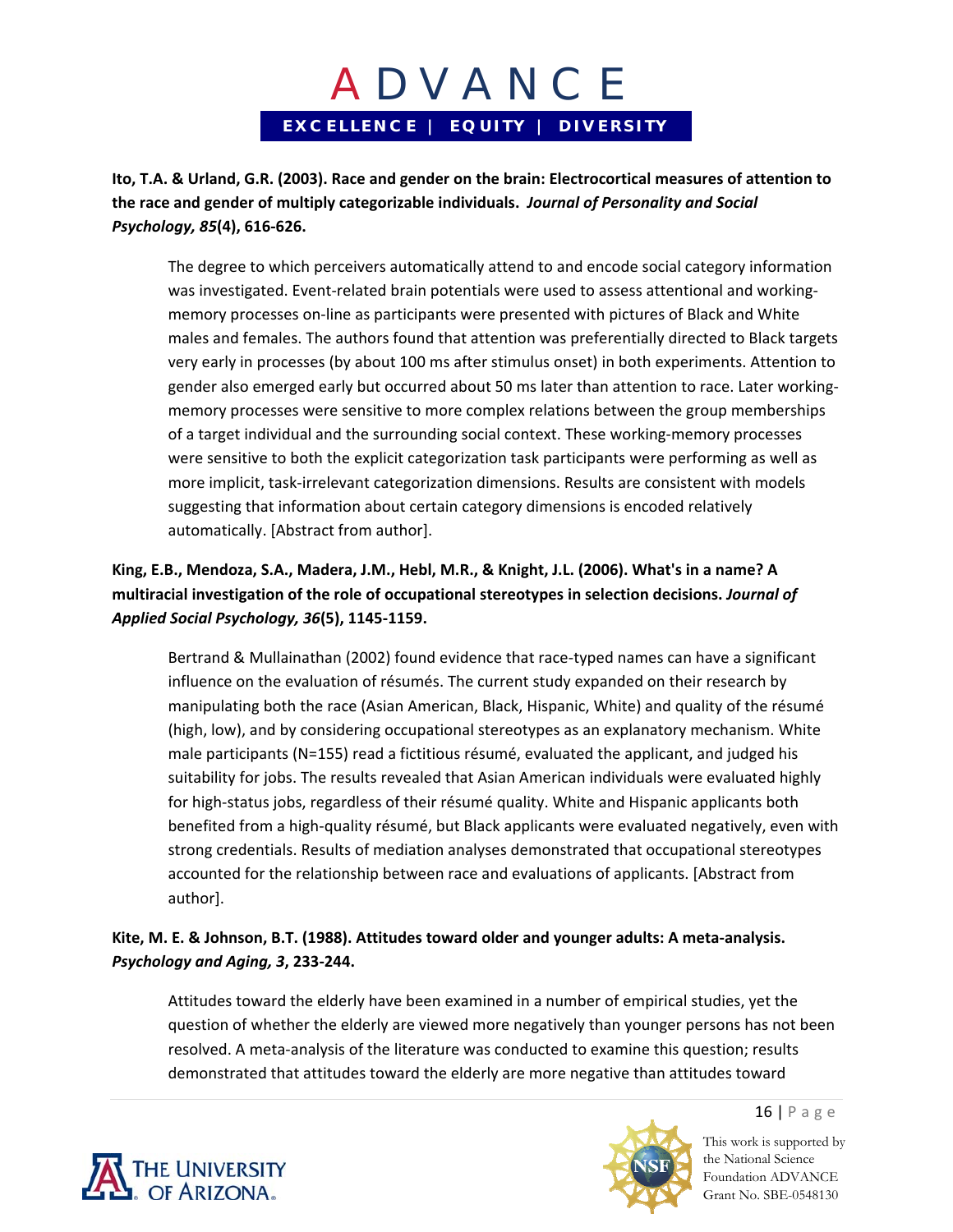**Ito, T.A. & Urland, G.R. (2003). Race and gender on the brain: Electrocortical measures of attention to the race and gender of multiply categorizable individuals.** ***Journal of Personality and Social Psychology, 85*****(4), 616-626.**

> The degree to which perceivers automatically attend to and encode social category information was investigated. Event-related brain potentials were used to assess attentional and working-memory processes on-line as participants were presented with pictures of Black and White males and females. The authors found that attention was preferentially directed to Black targets very early in processes (by about 100 ms after stimulus onset) in both experiments. Attention to gender also emerged early but occurred about 50 ms later than attention to race. Later working-memory processes were sensitive to more complex relations between the group memberships of a target individual and the surrounding social context. These working-memory processes were sensitive to both the explicit categorization task participants were performing as well as more implicit, task-irrelevant categorization dimensions. Results are consistent with models suggesting that information about certain category dimensions is encoded relatively automatically. [Abstract from author].

**King, E.B., Mendoza, S.A., Madera, J.M., Hebl, M.R., & Knight, J.L. (2006). What's in a name? A multiracial investigation of the role of occupational stereotypes in selection decisions.** ***Journal of Applied Social Psychology, 36*****(5), 1145-1159.**

> Bertrand & Mullainathan (2002) found evidence that race-typed names can have a significant influence on the evaluation of résumés. The current study expanded on their research by manipulating both the race (Asian American, Black, Hispanic, White) and quality of the résumé (high, low), and by considering occupational stereotypes as an explanatory mechanism. White male participants (N=155) read a fictitious résumé, evaluated the applicant, and judged his suitability for jobs. The results revealed that Asian American individuals were evaluated highly for high-status jobs, regardless of their résumé quality. White and Hispanic applicants both benefited from a high-quality résumé, but Black applicants were evaluated negatively, even with strong credentials. Results of mediation analyses demonstrated that occupational stereotypes accounted for the relationship between race and evaluations of applicants. [Abstract from author].

**Kite, M. E. & Johnson, B.T. (1988). Attitudes toward older and younger adults: A meta-analysis.** ***Psychology and Aging, 3*****, 233-244.**

> Attitudes toward the elderly have been examined in a number of empirical studies, yet the question of whether the elderly are viewed more negatively than younger persons has not been resolved. A meta-analysis of the literature was conducted to examine this question; results demonstrated that attitudes toward the elderly are more negative than attitudes toward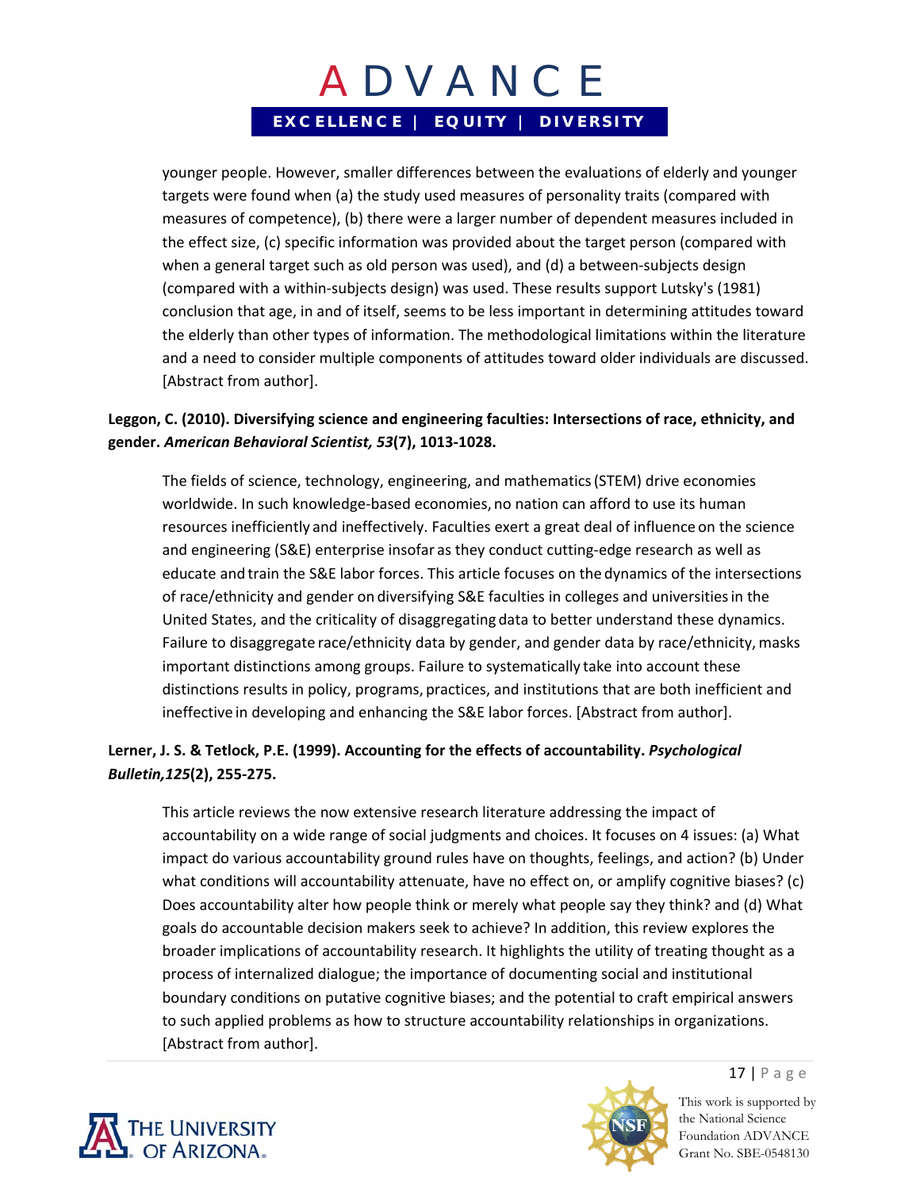younger people. However, smaller differences between the evaluations of elderly and younger targets were found when (a) the study used measures of personality traits (compared with measures of competence), (b) there were a larger number of dependent measures included in the effect size, (c) specific information was provided about the target person (compared with when a general target such as old person was used), and (d) a between-subjects design (compared with a within-subjects design) was used. These results support Lutsky's (1981) conclusion that age, in and of itself, seems to be less important in determining attitudes toward the elderly than other types of information. The methodological limitations within the literature and a need to consider multiple components of attitudes toward older individuals are discussed. [Abstract from author].

**Leggon, C. (2010). Diversifying science and engineering faculties: Intersections of race, ethnicity, and gender. *American Behavioral Scientist, 53*(7), 1013-1028.**

The fields of science, technology, engineering, and mathematics (STEM) drive economies worldwide. In such knowledge-based economies, no nation can afford to use its human resources inefficiently and ineffectively. Faculties exert a great deal of influence on the science and engineering (S&E) enterprise insofar as they conduct cutting-edge research as well as educate and train the S&E labor forces. This article focuses on the dynamics of the intersections of race/ethnicity and gender on diversifying S&E faculties in colleges and universities in the United States, and the criticality of disaggregating data to better understand these dynamics. Failure to disaggregate race/ethnicity data by gender, and gender data by race/ethnicity, masks important distinctions among groups. Failure to systematically take into account these distinctions results in policy, programs, practices, and institutions that are both inefficient and ineffective in developing and enhancing the S&E labor forces. [Abstract from author].

**Lerner, J. S. & Tetlock, P.E. (1999). Accounting for the effects of accountability. *Psychological Bulletin,125*(2), 255-275.**

This article reviews the now extensive research literature addressing the impact of accountability on a wide range of social judgments and choices. It focuses on 4 issues: (a) What impact do various accountability ground rules have on thoughts, feelings, and action? (b) Under what conditions will accountability attenuate, have no effect on, or amplify cognitive biases? (c) Does accountability alter how people think or merely what people say they think? and (d) What goals do accountable decision makers seek to achieve? In addition, this review explores the broader implications of accountability research. It highlights the utility of treating thought as a process of internalized dialogue; the importance of documenting social and institutional boundary conditions on putative cognitive biases; and the potential to craft empirical answers to such applied problems as how to structure accountability relationships in organizations. [Abstract from author].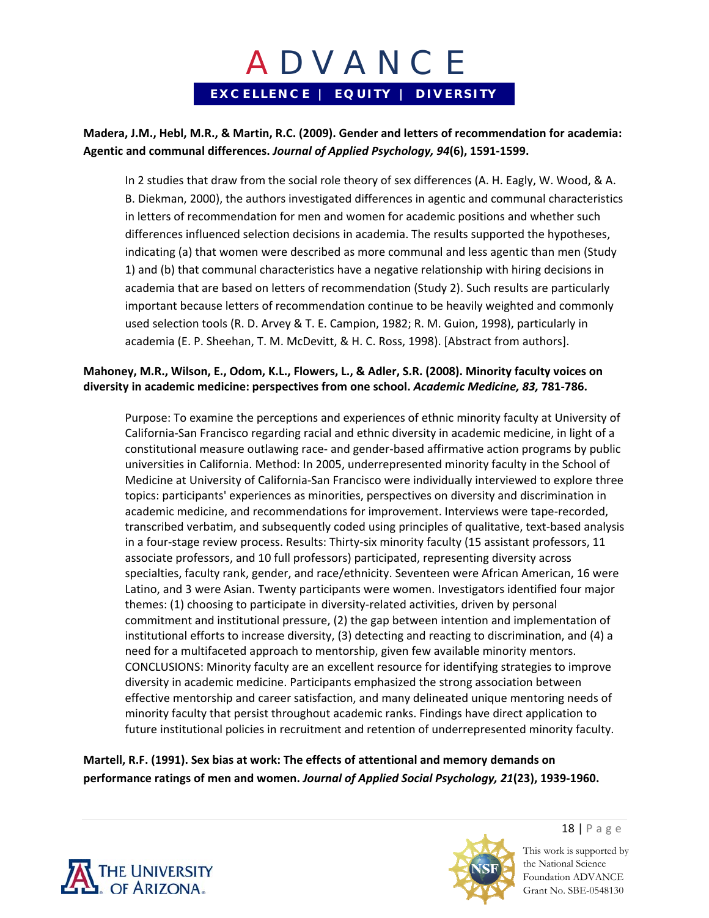**Madera, J.M., Hebl, M.R., & Martin, R.C. (2009). Gender and letters of recommendation for academia: Agentic and communal differences. *Journal of Applied Psychology, 94*(6), 1591-1599.**

> In 2 studies that draw from the social role theory of sex differences (A. H. Eagly, W. Wood, & A. B. Diekman, 2000), the authors investigated differences in agentic and communal characteristics in letters of recommendation for men and women for academic positions and whether such differences influenced selection decisions in academia. The results supported the hypotheses, indicating (a) that women were described as more communal and less agentic than men (Study 1) and (b) that communal characteristics have a negative relationship with hiring decisions in academia that are based on letters of recommendation (Study 2). Such results are particularly important because letters of recommendation continue to be heavily weighted and commonly used selection tools (R. D. Arvey & T. E. Campion, 1982; R. M. Guion, 1998), particularly in academia (E. P. Sheehan, T. M. McDevitt, & H. C. Ross, 1998). [Abstract from authors].

**Mahoney, M.R., Wilson, E., Odom, K.L., Flowers, L., & Adler, S.R. (2008). Minority faculty voices on diversity in academic medicine: perspectives from one school. *Academic Medicine, 83,* 781-786.**

> Purpose: To examine the perceptions and experiences of ethnic minority faculty at University of California-San Francisco regarding racial and ethnic diversity in academic medicine, in light of a constitutional measure outlawing race- and gender-based affirmative action programs by public universities in California. Method: In 2005, underrepresented minority faculty in the School of Medicine at University of California-San Francisco were individually interviewed to explore three topics: participants' experiences as minorities, perspectives on diversity and discrimination in academic medicine, and recommendations for improvement. Interviews were tape-recorded, transcribed verbatim, and subsequently coded using principles of qualitative, text-based analysis in a four-stage review process. Results: Thirty-six minority faculty (15 assistant professors, 11 associate professors, and 10 full professors) participated, representing diversity across specialties, faculty rank, gender, and race/ethnicity. Seventeen were African American, 16 were Latino, and 3 were Asian. Twenty participants were women. Investigators identified four major themes: (1) choosing to participate in diversity-related activities, driven by personal commitment and institutional pressure, (2) the gap between intention and implementation of institutional efforts to increase diversity, (3) detecting and reacting to discrimination, and (4) a need for a multifaceted approach to mentorship, given few available minority mentors. CONCLUSIONS: Minority faculty are an excellent resource for identifying strategies to improve diversity in academic medicine. Participants emphasized the strong association between effective mentorship and career satisfaction, and many delineated unique mentoring needs of minority faculty that persist throughout academic ranks. Findings have direct application to future institutional policies in recruitment and retention of underrepresented minority faculty.

**Martell, R.F. (1991). Sex bias at work: The effects of attentional and memory demands on performance ratings of men and women. *Journal of Applied Social Psychology, 21*(23), 1939-1960.**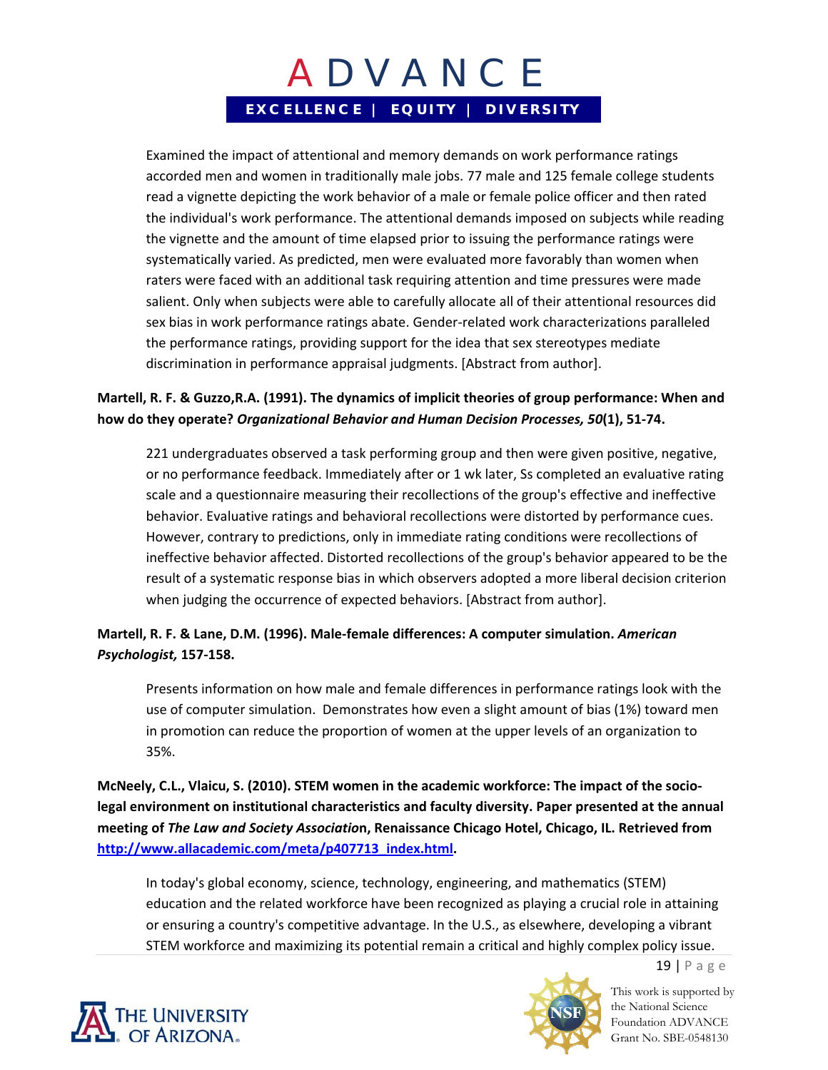Examined the impact of attentional and memory demands on work performance ratings accorded men and women in traditionally male jobs. 77 male and 125 female college students read a vignette depicting the work behavior of a male or female police officer and then rated the individual's work performance. The attentional demands imposed on subjects while reading the vignette and the amount of time elapsed prior to issuing the performance ratings were systematically varied. As predicted, men were evaluated more favorably than women when raters were faced with an additional task requiring attention and time pressures were made salient. Only when subjects were able to carefully allocate all of their attentional resources did sex bias in work performance ratings abate. Gender-related work characterizations paralleled the performance ratings, providing support for the idea that sex stereotypes mediate discrimination in performance appraisal judgments. [Abstract from author].

**Martell, R. F. & Guzzo,R.A. (1991). The dynamics of implicit theories of group performance: When and how do they operate? *Organizational Behavior and Human Decision Processes, 50*(1), 51-74.**

221 undergraduates observed a task performing group and then were given positive, negative, or no performance feedback. Immediately after or 1 wk later, Ss completed an evaluative rating scale and a questionnaire measuring their recollections of the group's effective and ineffective behavior. Evaluative ratings and behavioral recollections were distorted by performance cues. However, contrary to predictions, only in immediate rating conditions were recollections of ineffective behavior affected. Distorted recollections of the group's behavior appeared to be the result of a systematic response bias in which observers adopted a more liberal decision criterion when judging the occurrence of expected behaviors. [Abstract from author].

**Martell, R. F. & Lane, D.M. (1996). Male-female differences: A computer simulation. *American Psychologist,* 157-158.**

Presents information on how male and female differences in performance ratings look with the use of computer simulation. Demonstrates how even a slight amount of bias (1%) toward men in promotion can reduce the proportion of women at the upper levels of an organization to 35%.

**McNeely, C.L., Vlaicu, S. (2010). STEM women in the academic workforce: The impact of the socio-legal environment on institutional characteristics and faculty diversity. Paper presented at the annual meeting of *The Law and Society Associatio*n, Renaissance Chicago Hotel, Chicago, IL. Retrieved from [http://www.allacademic.com/meta/p407713_index.html](http://www.allacademic.com/meta/p407713_index.html).**

In today's global economy, science, technology, engineering, and mathematics (STEM) education and the related workforce have been recognized as playing a crucial role in attaining or ensuring a country's competitive advantage. In the U.S., as elsewhere, developing a vibrant STEM workforce and maximizing its potential remain a critical and highly complex policy issue.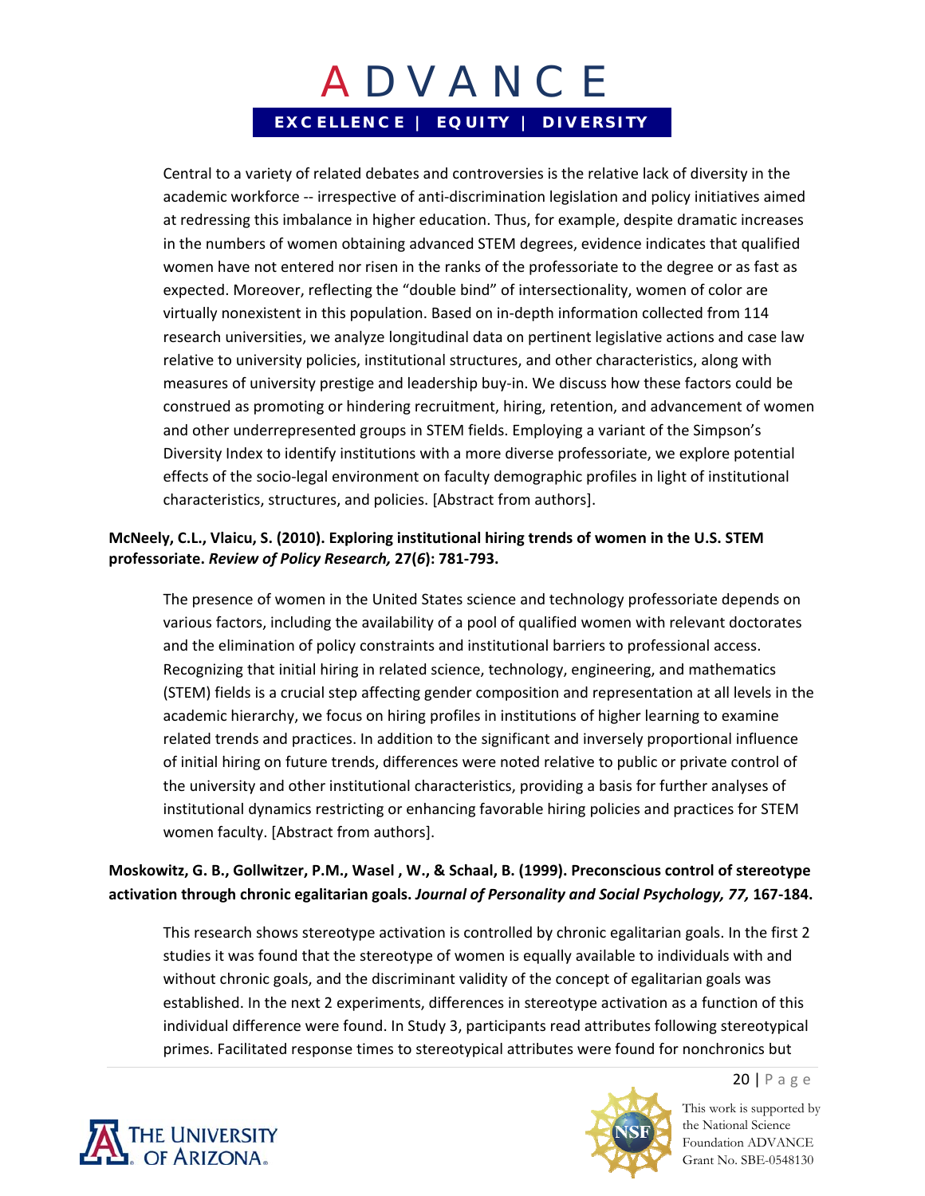Central to a variety of related debates and controversies is the relative lack of diversity in the academic workforce -- irrespective of anti-discrimination legislation and policy initiatives aimed at redressing this imbalance in higher education. Thus, for example, despite dramatic increases in the numbers of women obtaining advanced STEM degrees, evidence indicates that qualified women have not entered nor risen in the ranks of the professoriate to the degree or as fast as expected. Moreover, reflecting the "double bind" of intersectionality, women of color are virtually nonexistent in this population. Based on in-depth information collected from 114 research universities, we analyze longitudinal data on pertinent legislative actions and case law relative to university policies, institutional structures, and other characteristics, along with measures of university prestige and leadership buy-in. We discuss how these factors could be construed as promoting or hindering recruitment, hiring, retention, and advancement of women and other underrepresented groups in STEM fields. Employing a variant of the Simpson's Diversity Index to identify institutions with a more diverse professoriate, we explore potential effects of the socio-legal environment on faculty demographic profiles in light of institutional characteristics, structures, and policies. [Abstract from authors].

**McNeely, C.L., Vlaicu, S. (2010). Exploring institutional hiring trends of women in the U.S. STEM professoriate. *Review of Policy Research,* 27(*6*): 781-793.**

The presence of women in the United States science and technology professoriate depends on various factors, including the availability of a pool of qualified women with relevant doctorates and the elimination of policy constraints and institutional barriers to professional access. Recognizing that initial hiring in related science, technology, engineering, and mathematics (STEM) fields is a crucial step affecting gender composition and representation at all levels in the academic hierarchy, we focus on hiring profiles in institutions of higher learning to examine related trends and practices. In addition to the significant and inversely proportional influence of initial hiring on future trends, differences were noted relative to public or private control of the university and other institutional characteristics, providing a basis for further analyses of institutional dynamics restricting or enhancing favorable hiring policies and practices for STEM women faculty. [Abstract from authors].

**Moskowitz, G. B., Gollwitzer, P.M., Wasel , W., & Schaal, B. (1999). Preconscious control of stereotype activation through chronic egalitarian goals. *Journal of Personality and Social Psychology, 77,* 167-184.**

This research shows stereotype activation is controlled by chronic egalitarian goals. In the first 2 studies it was found that the stereotype of women is equally available to individuals with and without chronic goals, and the discriminant validity of the concept of egalitarian goals was established. In the next 2 experiments, differences in stereotype activation as a function of this individual difference were found. In Study 3, participants read attributes following stereotypical primes. Facilitated response times to stereotypical attributes were found for nonchronics but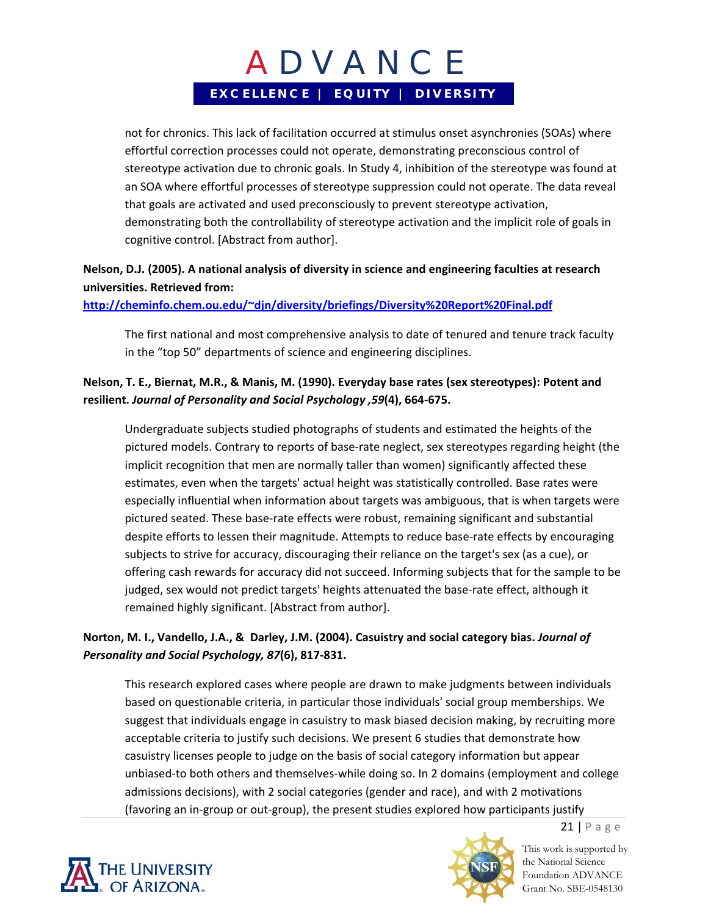not for chronics. This lack of facilitation occurred at stimulus onset asynchronies (SOAs) where effortful correction processes could not operate, demonstrating preconscious control of stereotype activation due to chronic goals. In Study 4, inhibition of the stereotype was found at an SOA where effortful processes of stereotype suppression could not operate. The data reveal that goals are activated and used preconsciously to prevent stereotype activation, demonstrating both the controllability of stereotype activation and the implicit role of goals in cognitive control. [Abstract from author].

**Nelson, D.J. (2005). A national analysis of diversity in science and engineering faculties at research universities. Retrieved from:**
**[http://cheminfo.chem.ou.edu/~djn/diversity/briefings/Diversity%20Report%20Final.pdf](http://cheminfo.chem.ou.edu/~djn/diversity/briefings/Diversity%20Report%20Final.pdf)**

The first national and most comprehensive analysis to date of tenured and tenure track faculty in the "top 50" departments of science and engineering disciplines.

**Nelson, T. E., Biernat, M.R., & Manis, M. (1990). Everyday base rates (sex stereotypes): Potent and resilient. *Journal of Personality and Social Psychology ,59*(4), 664-675.**

Undergraduate subjects studied photographs of students and estimated the heights of the pictured models. Contrary to reports of base-rate neglect, sex stereotypes regarding height (the implicit recognition that men are normally taller than women) significantly affected these estimates, even when the targets' actual height was statistically controlled. Base rates were especially influential when information about targets was ambiguous, that is when targets were pictured seated. These base-rate effects were robust, remaining significant and substantial despite efforts to lessen their magnitude. Attempts to reduce base-rate effects by encouraging subjects to strive for accuracy, discouraging their reliance on the target's sex (as a cue), or offering cash rewards for accuracy did not succeed. Informing subjects that for the sample to be judged, sex would not predict targets' heights attenuated the base-rate effect, although it remained highly significant. [Abstract from author].

**Norton, M. I., Vandello, J.A., & Darley, J.M. (2004). Casuistry and social category bias. *Journal of Personality and Social Psychology, 87*(6), 817-831.**

This research explored cases where people are drawn to make judgments between individuals based on questionable criteria, in particular those individuals' social group memberships. We suggest that individuals engage in casuistry to mask biased decision making, by recruiting more acceptable criteria to justify such decisions. We present 6 studies that demonstrate how casuistry licenses people to judge on the basis of social category information but appear unbiased-to both others and themselves-while doing so. In 2 domains (employment and college admissions decisions), with 2 social categories (gender and race), and with 2 motivations (favoring an in-group or out-group), the present studies explored how participants justify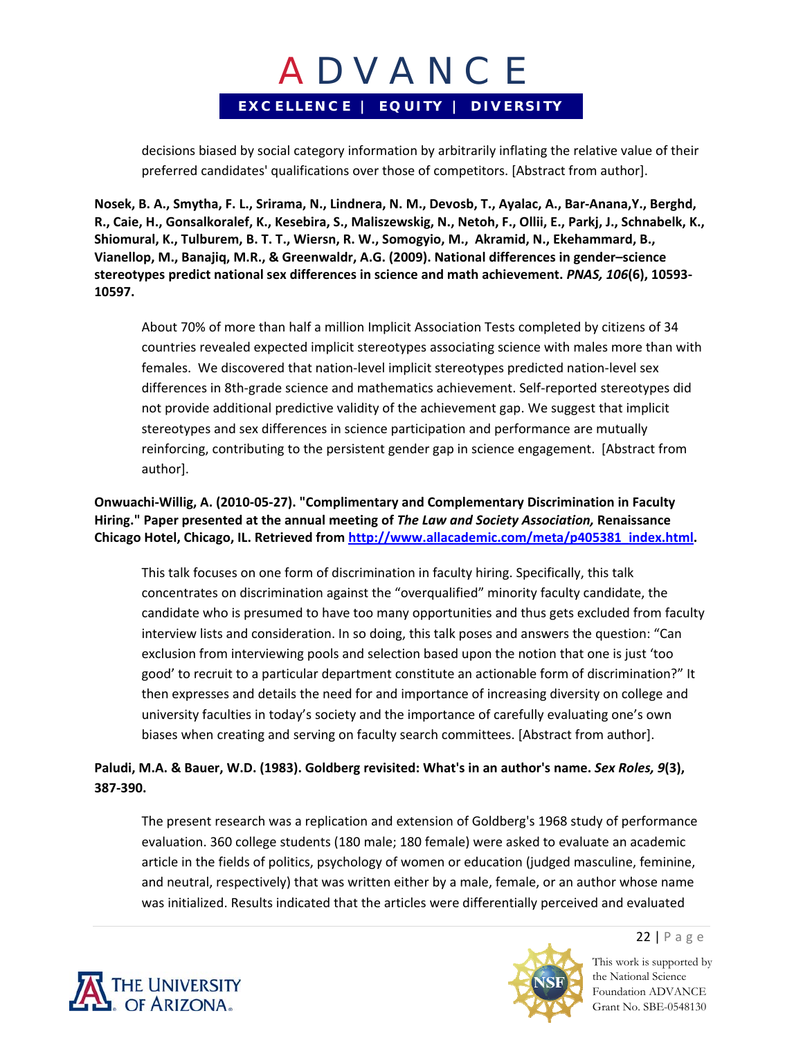decisions biased by social category information by arbitrarily inflating the relative value of their preferred candidates' qualifications over those of competitors. [Abstract from author].

**Nosek, B. A., Smytha, F. L., Srirama, N., Lindnera, N. M., Devosb, T., Ayalac, A., Bar-Anana,Y., Berghd, R., Caie, H., Gonsalkoralef, K., Kesebira, S., Maliszewskig, N., Netoh, F., Ollii, E., Parkj, J., Schnabelk, K., Shiomural, K., Tulburem, B. T. T., Wiersn, R. W., Somogyio, M., Akramid, N., Ekehammard, B., Vianellop, M., Banajiq, M.R., & Greenwaldr, A.G. (2009). National differences in gender–science stereotypes predict national sex differences in science and math achievement. *PNAS, 106*(6), 10593-10597.**

About 70% of more than half a million Implicit Association Tests completed by citizens of 34 countries revealed expected implicit stereotypes associating science with males more than with females. We discovered that nation-level implicit stereotypes predicted nation-level sex differences in 8th-grade science and mathematics achievement. Self-reported stereotypes did not provide additional predictive validity of the achievement gap. We suggest that implicit stereotypes and sex differences in science participation and performance are mutually reinforcing, contributing to the persistent gender gap in science engagement. [Abstract from author].

**Onwuachi-Willig, A. (2010-05-27). "Complimentary and Complementary Discrimination in Faculty Hiring." Paper presented at the annual meeting of *The Law and Society Association,* Renaissance Chicago Hotel, Chicago, IL. Retrieved from [http://www.allacademic.com/meta/p405381_index.html](http://www.allacademic.com/meta/p405381_index.html).**

This talk focuses on one form of discrimination in faculty hiring. Specifically, this talk concentrates on discrimination against the "overqualified" minority faculty candidate, the candidate who is presumed to have too many opportunities and thus gets excluded from faculty interview lists and consideration. In so doing, this talk poses and answers the question: "Can exclusion from interviewing pools and selection based upon the notion that one is just 'too good' to recruit to a particular department constitute an actionable form of discrimination?" It then expresses and details the need for and importance of increasing diversity on college and university faculties in today's society and the importance of carefully evaluating one's own biases when creating and serving on faculty search committees. [Abstract from author].

**Paludi, M.A. & Bauer, W.D. (1983). Goldberg revisited: What's in an author's name. *Sex Roles, 9*(3), 387-390.**

The present research was a replication and extension of Goldberg's 1968 study of performance evaluation. 360 college students (180 male; 180 female) were asked to evaluate an academic article in the fields of politics, psychology of women or education (judged masculine, feminine, and neutral, respectively) that was written either by a male, female, or an author whose name was initialized. Results indicated that the articles were differentially perceived and evaluated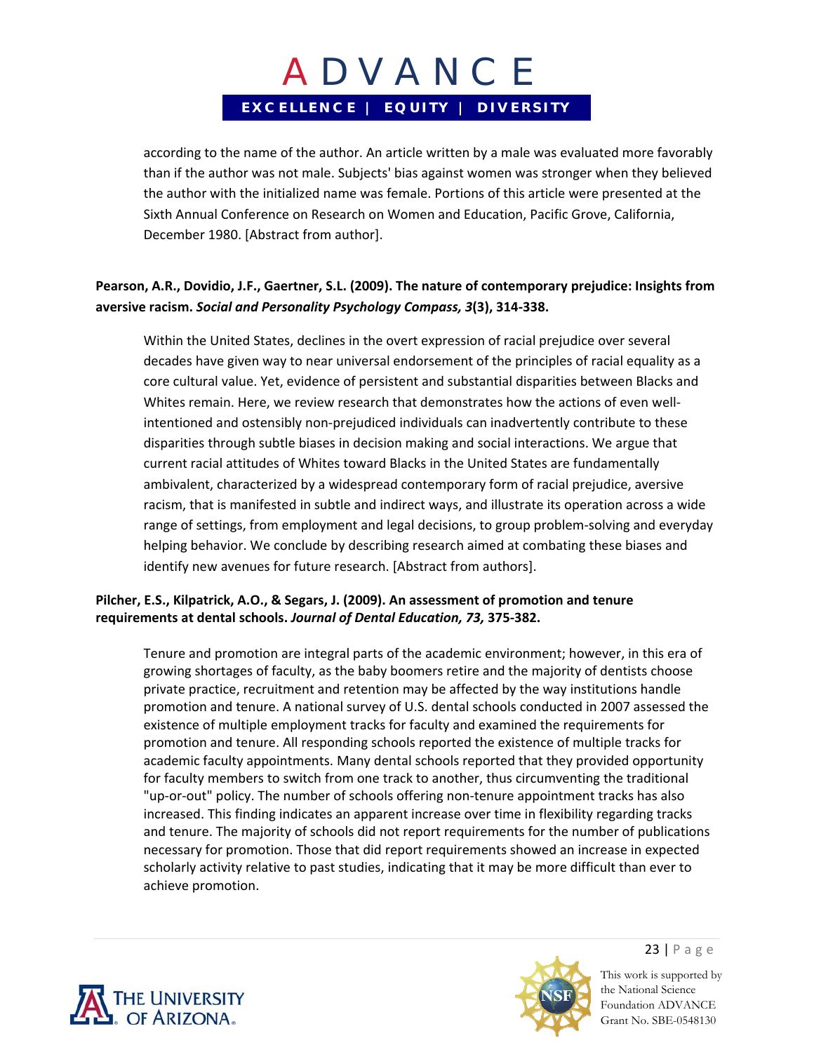according to the name of the author. An article written by a male was evaluated more favorably than if the author was not male. Subjects' bias against women was stronger when they believed the author with the initialized name was female. Portions of this article were presented at the Sixth Annual Conference on Research on Women and Education, Pacific Grove, California, December 1980. [Abstract from author].

**Pearson, A.R., Dovidio, J.F., Gaertner, S.L. (2009). The nature of contemporary prejudice: Insights from aversive racism. *Social and Personality Psychology Compass, 3*(3), 314-338.**

Within the United States, declines in the overt expression of racial prejudice over several decades have given way to near universal endorsement of the principles of racial equality as a core cultural value. Yet, evidence of persistent and substantial disparities between Blacks and Whites remain. Here, we review research that demonstrates how the actions of even well-intentioned and ostensibly non-prejudiced individuals can inadvertently contribute to these disparities through subtle biases in decision making and social interactions. We argue that current racial attitudes of Whites toward Blacks in the United States are fundamentally ambivalent, characterized by a widespread contemporary form of racial prejudice, aversive racism, that is manifested in subtle and indirect ways, and illustrate its operation across a wide range of settings, from employment and legal decisions, to group problem-solving and everyday helping behavior. We conclude by describing research aimed at combating these biases and identify new avenues for future research. [Abstract from authors].

**Pilcher, E.S., Kilpatrick, A.O., & Segars, J. (2009). An assessment of promotion and tenure requirements at dental schools. *Journal of Dental Education, 73,* 375-382.**

Tenure and promotion are integral parts of the academic environment; however, in this era of growing shortages of faculty, as the baby boomers retire and the majority of dentists choose private practice, recruitment and retention may be affected by the way institutions handle promotion and tenure. A national survey of U.S. dental schools conducted in 2007 assessed the existence of multiple employment tracks for faculty and examined the requirements for promotion and tenure. All responding schools reported the existence of multiple tracks for academic faculty appointments. Many dental schools reported that they provided opportunity for faculty members to switch from one track to another, thus circumventing the traditional "up-or-out" policy. The number of schools offering non-tenure appointment tracks has also increased. This finding indicates an apparent increase over time in flexibility regarding tracks and tenure. The majority of schools did not report requirements for the number of publications necessary for promotion. Those that did report requirements showed an increase in expected scholarly activity relative to past studies, indicating that it may be more difficult than ever to achieve promotion.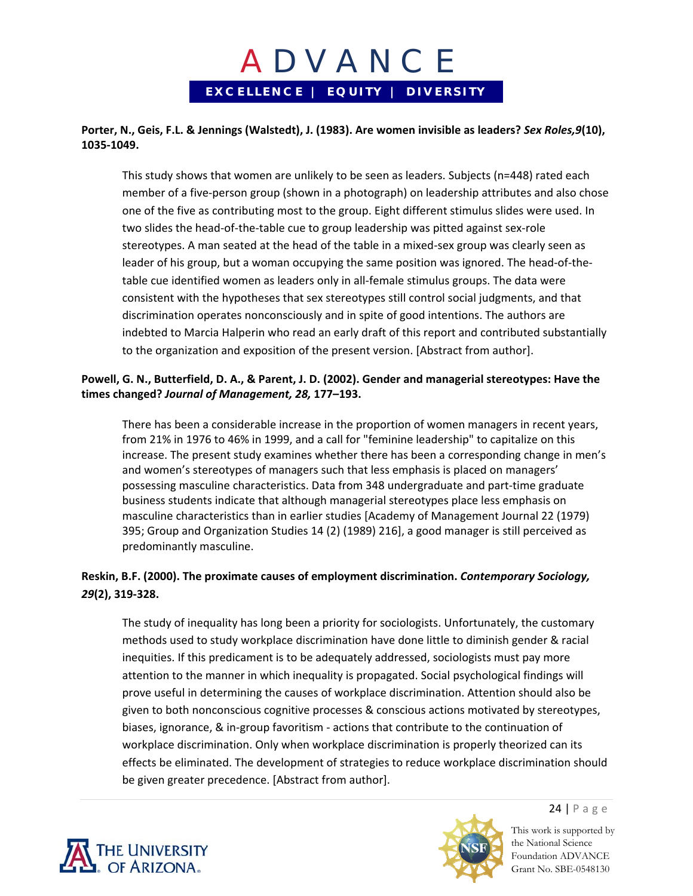**Porter, N., Geis, F.L. & Jennings (Walstedt), J. (1983). Are women invisible as leaders? *Sex Roles,9*(10), 1035-1049.**

> This study shows that women are unlikely to be seen as leaders. Subjects (n=448) rated each member of a five-person group (shown in a photograph) on leadership attributes and also chose one of the five as contributing most to the group. Eight different stimulus slides were used. In two slides the head-of-the-table cue to group leadership was pitted against sex-role stereotypes. A man seated at the head of the table in a mixed-sex group was clearly seen as leader of his group, but a woman occupying the same position was ignored. The head-of-the-table cue identified women as leaders only in all-female stimulus groups. The data were consistent with the hypotheses that sex stereotypes still control social judgments, and that discrimination operates nonconsciously and in spite of good intentions. The authors are indebted to Marcia Halperin who read an early draft of this report and contributed substantially to the organization and exposition of the present version. [Abstract from author].

**Powell, G. N., Butterfield, D. A., & Parent, J. D. (2002). Gender and managerial stereotypes: Have the times changed? *Journal of Management, 28,* 177–193.**

> There has been a considerable increase in the proportion of women managers in recent years, from 21% in 1976 to 46% in 1999, and a call for "feminine leadership" to capitalize on this increase. The present study examines whether there has been a corresponding change in men's and women's stereotypes of managers such that less emphasis is placed on managers' possessing masculine characteristics. Data from 348 undergraduate and part-time graduate business students indicate that although managerial stereotypes place less emphasis on masculine characteristics than in earlier studies [Academy of Management Journal 22 (1979) 395; Group and Organization Studies 14 (2) (1989) 216], a good manager is still perceived as predominantly masculine.

**Reskin, B.F. (2000). The proximate causes of employment discrimination. *Contemporary Sociology, 29*(2), 319-328.**

> The study of inequality has long been a priority for sociologists. Unfortunately, the customary methods used to study workplace discrimination have done little to diminish gender & racial inequities. If this predicament is to be adequately addressed, sociologists must pay more attention to the manner in which inequality is propagated. Social psychological findings will prove useful in determining the causes of workplace discrimination. Attention should also be given to both nonconscious cognitive processes & conscious actions motivated by stereotypes, biases, ignorance, & in-group favoritism - actions that contribute to the continuation of workplace discrimination. Only when workplace discrimination is properly theorized can its effects be eliminated. The development of strategies to reduce workplace discrimination should be given greater precedence. [Abstract from author].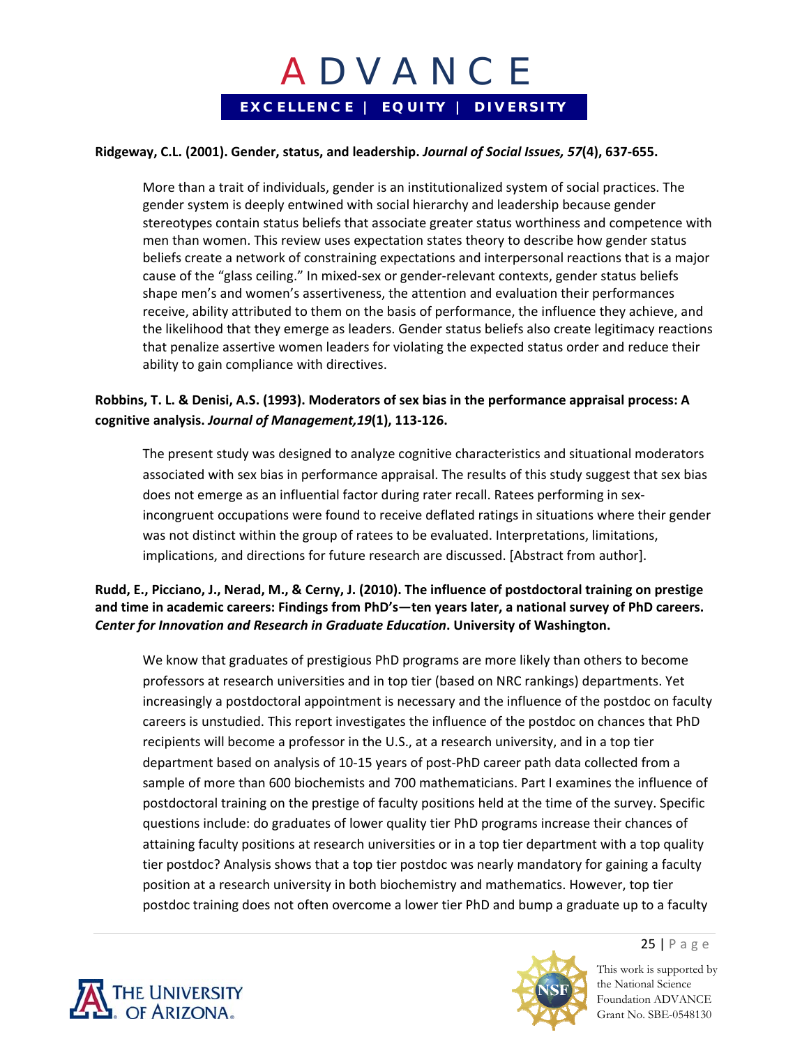**Ridgeway, C.L. (2001). Gender, status, and leadership.** ***Journal of Social Issues, 57*****(4), 637-655.**

More than a trait of individuals, gender is an institutionalized system of social practices. The gender system is deeply entwined with social hierarchy and leadership because gender stereotypes contain status beliefs that associate greater status worthiness and competence with men than women. This review uses expectation states theory to describe how gender status beliefs create a network of constraining expectations and interpersonal reactions that is a major cause of the "glass ceiling." In mixed-sex or gender-relevant contexts, gender status beliefs shape men's and women's assertiveness, the attention and evaluation their performances receive, ability attributed to them on the basis of performance, the influence they achieve, and the likelihood that they emerge as leaders. Gender status beliefs also create legitimacy reactions that penalize assertive women leaders for violating the expected status order and reduce their ability to gain compliance with directives.

**Robbins, T. L. & Denisi, A.S. (1993). Moderators of sex bias in the performance appraisal process: A cognitive analysis.** ***Journal of Management,19*****(1), 113-126.**

The present study was designed to analyze cognitive characteristics and situational moderators associated with sex bias in performance appraisal. The results of this study suggest that sex bias does not emerge as an influential factor during rater recall. Ratees performing in sex-incongruent occupations were found to receive deflated ratings in situations where their gender was not distinct within the group of ratees to be evaluated. Interpretations, limitations, implications, and directions for future research are discussed. [Abstract from author].

**Rudd, E., Picciano, J., Nerad, M., & Cerny, J. (2010). The influence of postdoctoral training on prestige and time in academic careers: Findings from PhD's—ten years later, a national survey of PhD careers.** ***Center for Innovation and Research in Graduate Education*****. University of Washington.**

We know that graduates of prestigious PhD programs are more likely than others to become professors at research universities and in top tier (based on NRC rankings) departments. Yet increasingly a postdoctoral appointment is necessary and the influence of the postdoc on faculty careers is unstudied. This report investigates the influence of the postdoc on chances that PhD recipients will become a professor in the U.S., at a research university, and in a top tier department based on analysis of 10-15 years of post-PhD career path data collected from a sample of more than 600 biochemists and 700 mathematicians. Part I examines the influence of postdoctoral training on the prestige of faculty positions held at the time of the survey. Specific questions include: do graduates of lower quality tier PhD programs increase their chances of attaining faculty positions at research universities or in a top tier department with a top quality tier postdoc? Analysis shows that a top tier postdoc was nearly mandatory for gaining a faculty position at a research university in both biochemistry and mathematics. However, top tier postdoc training does not often overcome a lower tier PhD and bump a graduate up to a faculty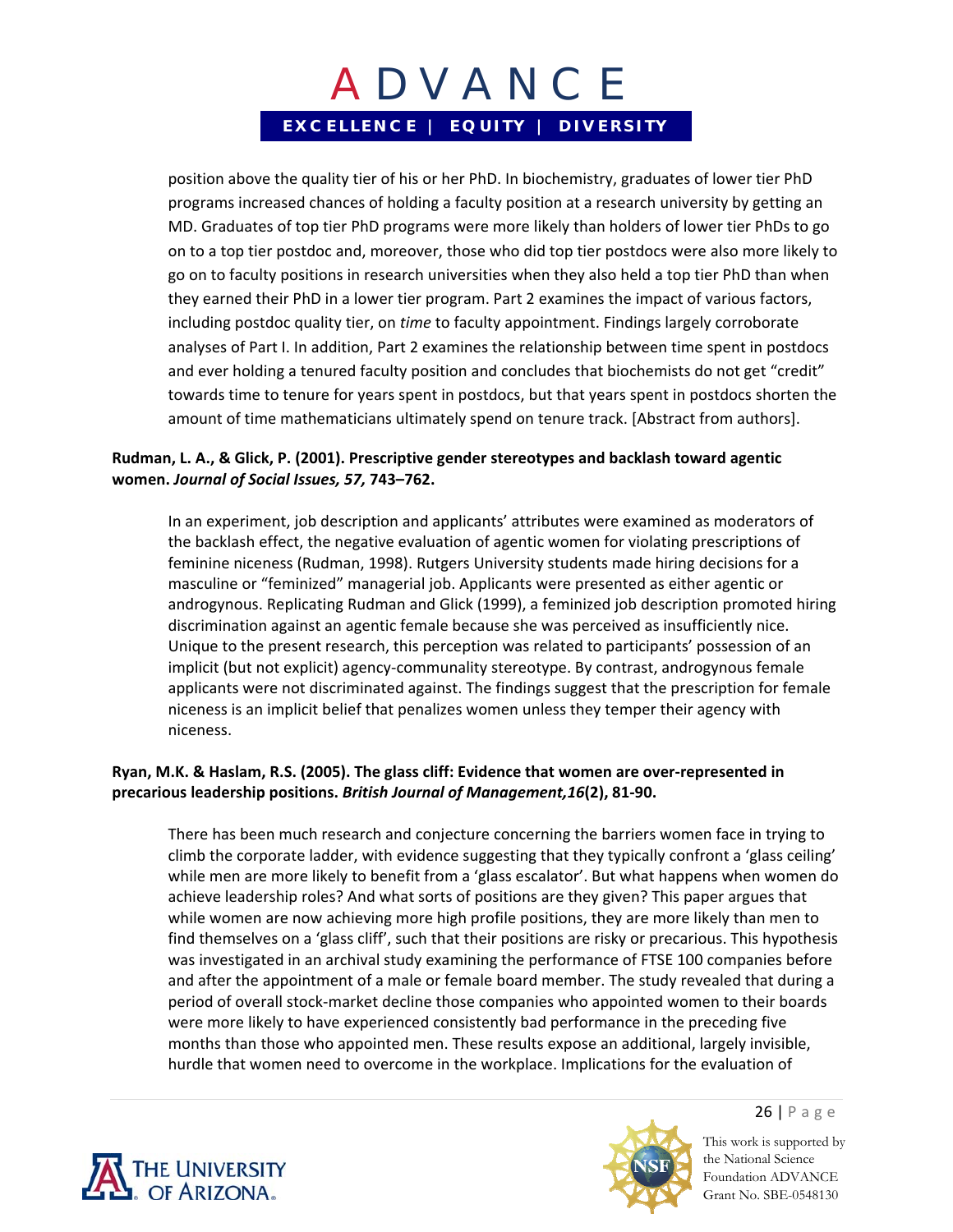position above the quality tier of his or her PhD. In biochemistry, graduates of lower tier PhD programs increased chances of holding a faculty position at a research university by getting an MD. Graduates of top tier PhD programs were more likely than holders of lower tier PhDs to go on to a top tier postdoc and, moreover, those who did top tier postdocs were also more likely to go on to faculty positions in research universities when they also held a top tier PhD than when they earned their PhD in a lower tier program. Part 2 examines the impact of various factors, including postdoc quality tier, on *time* to faculty appointment. Findings largely corroborate analyses of Part I. In addition, Part 2 examines the relationship between time spent in postdocs and ever holding a tenured faculty position and concludes that biochemists do not get "credit" towards time to tenure for years spent in postdocs, but that years spent in postdocs shorten the amount of time mathematicians ultimately spend on tenure track. [Abstract from authors].

**Rudman, L. A., & Glick, P. (2001). Prescriptive gender stereotypes and backlash toward agentic women. *Journal of Social Issues, 57,* 743–762.**

In an experiment, job description and applicants' attributes were examined as moderators of the backlash effect, the negative evaluation of agentic women for violating prescriptions of feminine niceness (Rudman, 1998). Rutgers University students made hiring decisions for a masculine or "feminized" managerial job. Applicants were presented as either agentic or androgynous. Replicating Rudman and Glick (1999), a feminized job description promoted hiring discrimination against an agentic female because she was perceived as insufficiently nice. Unique to the present research, this perception was related to participants' possession of an implicit (but not explicit) agency-communality stereotype. By contrast, androgynous female applicants were not discriminated against. The findings suggest that the prescription for female niceness is an implicit belief that penalizes women unless they temper their agency with niceness.

**Ryan, M.K. & Haslam, R.S. (2005). The glass cliff: Evidence that women are over-represented in precarious leadership positions. *British Journal of Management,16*(2), 81-90.**

There has been much research and conjecture concerning the barriers women face in trying to climb the corporate ladder, with evidence suggesting that they typically confront a 'glass ceiling' while men are more likely to benefit from a 'glass escalator'. But what happens when women do achieve leadership roles? And what sorts of positions are they given? This paper argues that while women are now achieving more high profile positions, they are more likely than men to find themselves on a 'glass cliff', such that their positions are risky or precarious. This hypothesis was investigated in an archival study examining the performance of FTSE 100 companies before and after the appointment of a male or female board member. The study revealed that during a period of overall stock-market decline those companies who appointed women to their boards were more likely to have experienced consistently bad performance in the preceding five months than those who appointed men. These results expose an additional, largely invisible, hurdle that women need to overcome in the workplace. Implications for the evaluation of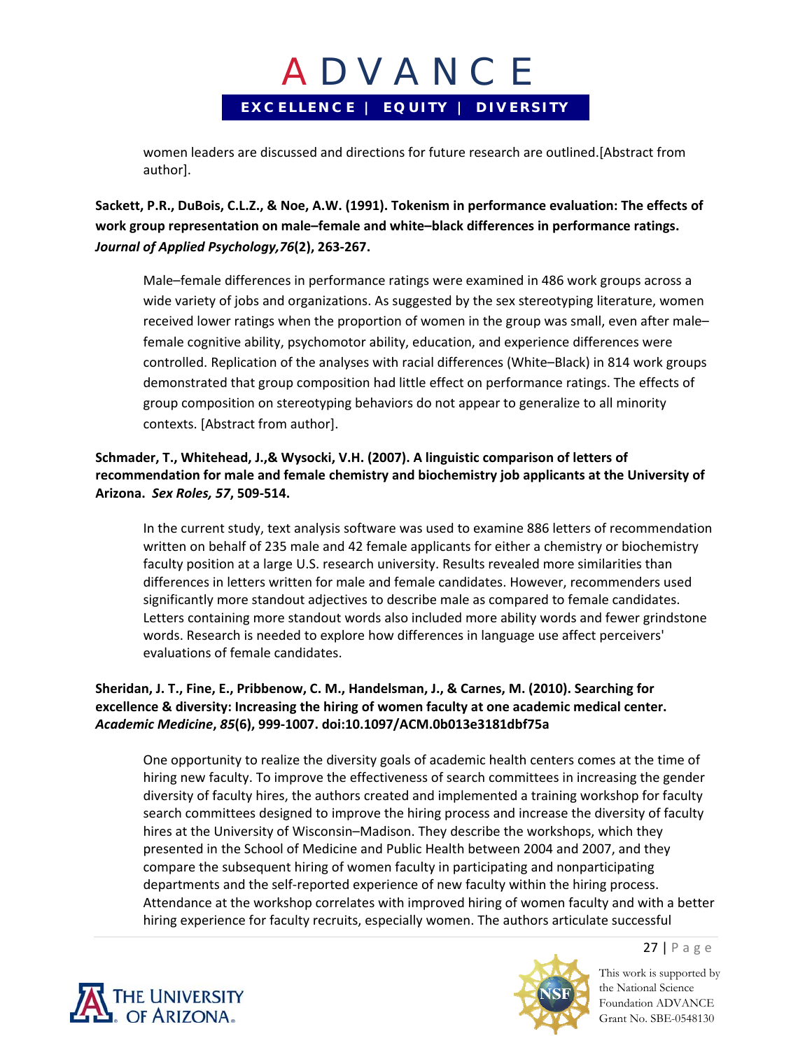women leaders are discussed and directions for future research are outlined.[Abstract from author].

**Sackett, P.R., DuBois, C.L.Z., & Noe, A.W. (1991). Tokenism in performance evaluation: The effects of work group representation on male–female and white–black differences in performance ratings. *Journal of Applied Psychology,76*(2), 263-267.**

Male–female differences in performance ratings were examined in 486 work groups across a wide variety of jobs and organizations. As suggested by the sex stereotyping literature, women received lower ratings when the proportion of women in the group was small, even after male–female cognitive ability, psychomotor ability, education, and experience differences were controlled. Replication of the analyses with racial differences (White–Black) in 814 work groups demonstrated that group composition had little effect on performance ratings. The effects of group composition on stereotyping behaviors do not appear to generalize to all minority contexts. [Abstract from author].

**Schmader, T., Whitehead, J.,& Wysocki, V.H. (2007). A linguistic comparison of letters of recommendation for male and female chemistry and biochemistry job applicants at the University of Arizona. *Sex Roles, 57*, 509-514.**

In the current study, text analysis software was used to examine 886 letters of recommendation written on behalf of 235 male and 42 female applicants for either a chemistry or biochemistry faculty position at a large U.S. research university. Results revealed more similarities than differences in letters written for male and female candidates. However, recommenders used significantly more standout adjectives to describe male as compared to female candidates. Letters containing more standout words also included more ability words and fewer grindstone words. Research is needed to explore how differences in language use affect perceivers' evaluations of female candidates.

**Sheridan, J. T., Fine, E., Pribbenow, C. M., Handelsman, J., & Carnes, M. (2010). Searching for excellence & diversity: Increasing the hiring of women faculty at one academic medical center. *Academic Medicine*, *85*(6), 999-1007. doi:10.1097/ACM.0b013e3181dbf75a**

One opportunity to realize the diversity goals of academic health centers comes at the time of hiring new faculty. To improve the effectiveness of search committees in increasing the gender diversity of faculty hires, the authors created and implemented a training workshop for faculty search committees designed to improve the hiring process and increase the diversity of faculty hires at the University of Wisconsin–Madison. They describe the workshops, which they presented in the School of Medicine and Public Health between 2004 and 2007, and they compare the subsequent hiring of women faculty in participating and nonparticipating departments and the self-reported experience of new faculty within the hiring process. Attendance at the workshop correlates with improved hiring of women faculty and with a better hiring experience for faculty recruits, especially women. The authors articulate successful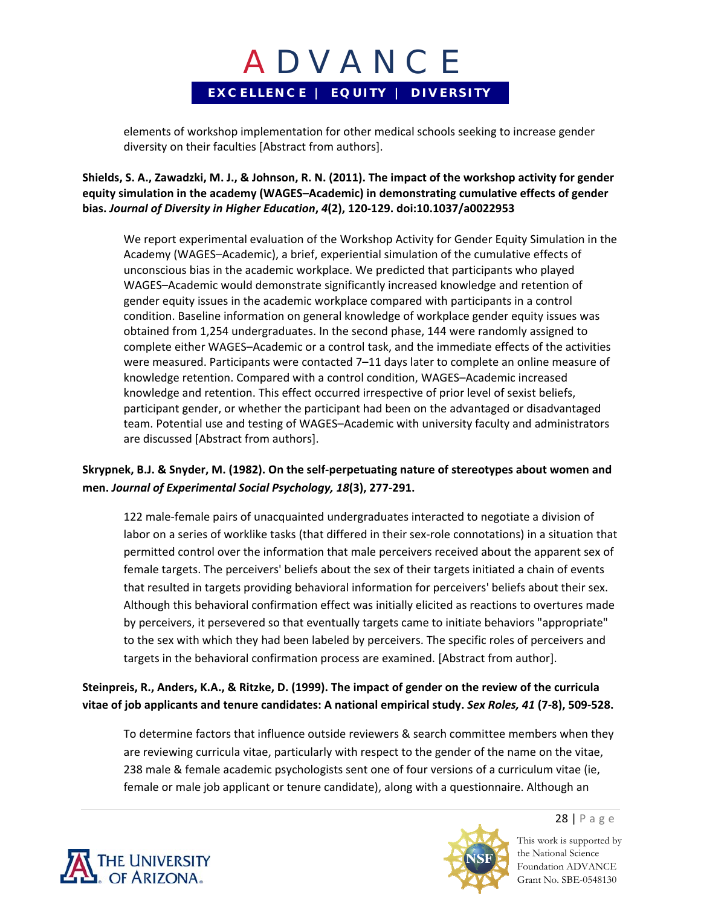elements of workshop implementation for other medical schools seeking to increase gender diversity on their faculties [Abstract from authors].

**Shields, S. A., Zawadzki, M. J., & Johnson, R. N. (2011). The impact of the workshop activity for gender equity simulation in the academy (WAGES–Academic) in demonstrating cumulative effects of gender bias. *Journal of Diversity in Higher Education*, *4*(2), 120-129. doi:10.1037/a0022953**

> We report experimental evaluation of the Workshop Activity for Gender Equity Simulation in the Academy (WAGES–Academic), a brief, experiential simulation of the cumulative effects of unconscious bias in the academic workplace. We predicted that participants who played WAGES–Academic would demonstrate significantly increased knowledge and retention of gender equity issues in the academic workplace compared with participants in a control condition. Baseline information on general knowledge of workplace gender equity issues was obtained from 1,254 undergraduates. In the second phase, 144 were randomly assigned to complete either WAGES–Academic or a control task, and the immediate effects of the activities were measured. Participants were contacted 7–11 days later to complete an online measure of knowledge retention. Compared with a control condition, WAGES–Academic increased knowledge and retention. This effect occurred irrespective of prior level of sexist beliefs, participant gender, or whether the participant had been on the advantaged or disadvantaged team. Potential use and testing of WAGES–Academic with university faculty and administrators are discussed [Abstract from authors].

**Skrypnek, B.J. & Snyder, M. (1982). On the self-perpetuating nature of stereotypes about women and men. *Journal of Experimental Social Psychology, 18*(3), 277-291.**

> 122 male-female pairs of unacquainted undergraduates interacted to negotiate a division of labor on a series of worklike tasks (that differed in their sex-role connotations) in a situation that permitted control over the information that male perceivers received about the apparent sex of female targets. The perceivers' beliefs about the sex of their targets initiated a chain of events that resulted in targets providing behavioral information for perceivers' beliefs about their sex. Although this behavioral confirmation effect was initially elicited as reactions to overtures made by perceivers, it persevered so that eventually targets came to initiate behaviors "appropriate" to the sex with which they had been labeled by perceivers. The specific roles of perceivers and targets in the behavioral confirmation process are examined. [Abstract from author].

**Steinpreis, R., Anders, K.A., & Ritzke, D. (1999). The impact of gender on the review of the curricula vitae of job applicants and tenure candidates: A national empirical study. *Sex Roles, 41* (7-8), 509-528.**

> To determine factors that influence outside reviewers & search committee members when they are reviewing curricula vitae, particularly with respect to the gender of the name on the vitae, 238 male & female academic psychologists sent one of four versions of a curriculum vitae (ie, female or male job applicant or tenure candidate), along with a questionnaire. Although an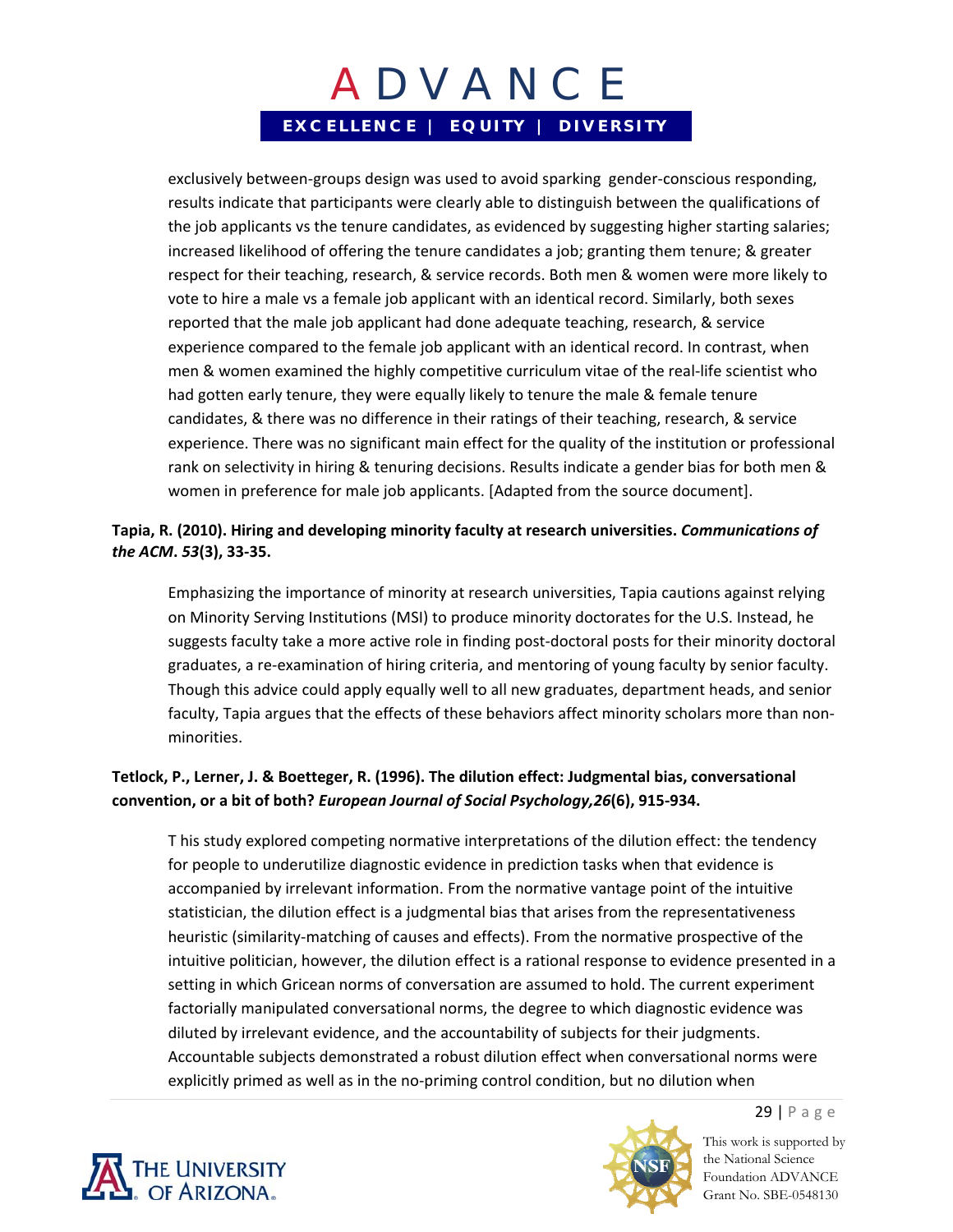exclusively between-groups design was used to avoid sparking gender-conscious responding, results indicate that participants were clearly able to distinguish between the qualifications of the job applicants vs the tenure candidates, as evidenced by suggesting higher starting salaries; increased likelihood of offering the tenure candidates a job; granting them tenure; & greater respect for their teaching, research, & service records. Both men & women were more likely to vote to hire a male vs a female job applicant with an identical record. Similarly, both sexes reported that the male job applicant had done adequate teaching, research, & service experience compared to the female job applicant with an identical record. In contrast, when men & women examined the highly competitive curriculum vitae of the real-life scientist who had gotten early tenure, they were equally likely to tenure the male & female tenure candidates, & there was no difference in their ratings of their teaching, research, & service experience. There was no significant main effect for the quality of the institution or professional rank on selectivity in hiring & tenuring decisions. Results indicate a gender bias for both men & women in preference for male job applicants. [Adapted from the source document].

**Tapia, R. (2010). Hiring and developing minority faculty at research universities. *Communications of the ACM*. *53*(3), 33-35.**

Emphasizing the importance of minority at research universities, Tapia cautions against relying on Minority Serving Institutions (MSI) to produce minority doctorates for the U.S. Instead, he suggests faculty take a more active role in finding post-doctoral posts for their minority doctoral graduates, a re-examination of hiring criteria, and mentoring of young faculty by senior faculty. Though this advice could apply equally well to all new graduates, department heads, and senior faculty, Tapia argues that the effects of these behaviors affect minority scholars more than non-minorities.

**Tetlock, P., Lerner, J. & Boetteger, R. (1996). The dilution effect: Judgmental bias, conversational convention, or a bit of both? *European Journal of Social Psychology,26*(6), 915-934.**

T his study explored competing normative interpretations of the dilution effect: the tendency for people to underutilize diagnostic evidence in prediction tasks when that evidence is accompanied by irrelevant information. From the normative vantage point of the intuitive statistician, the dilution effect is a judgmental bias that arises from the representativeness heuristic (similarity-matching of causes and effects). From the normative prospective of the intuitive politician, however, the dilution effect is a rational response to evidence presented in a setting in which Gricean norms of conversation are assumed to hold. The current experiment factorially manipulated conversational norms, the degree to which diagnostic evidence was diluted by irrelevant evidence, and the accountability of subjects for their judgments. Accountable subjects demonstrated a robust dilution effect when conversational norms were explicitly primed as well as in the no-priming control condition, but no dilution when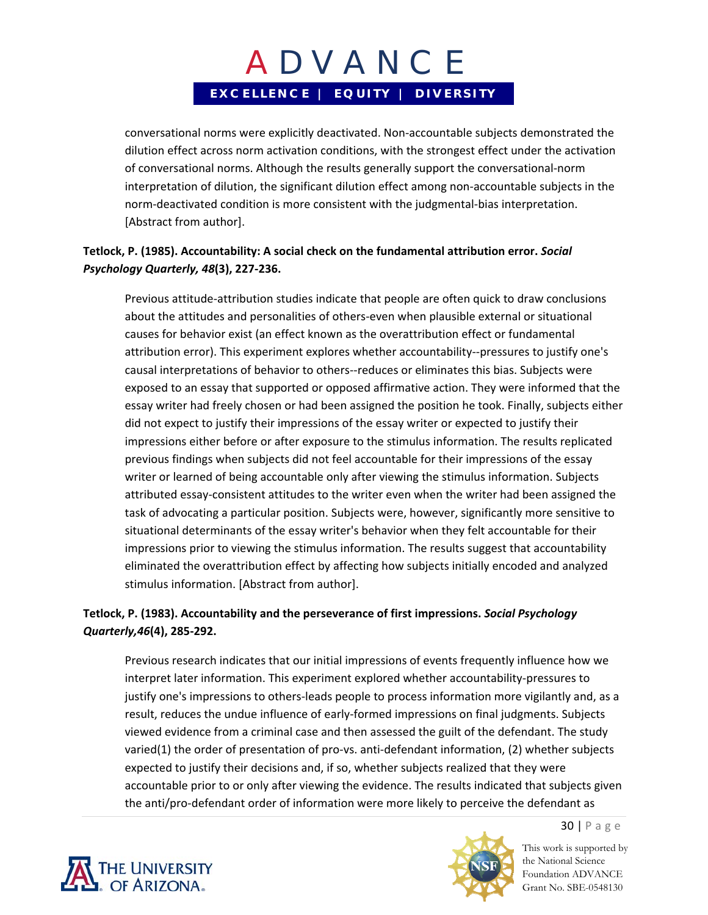conversational norms were explicitly deactivated. Non-accountable subjects demonstrated the dilution effect across norm activation conditions, with the strongest effect under the activation of conversational norms. Although the results generally support the conversational-norm interpretation of dilution, the significant dilution effect among non-accountable subjects in the norm-deactivated condition is more consistent with the judgmental-bias interpretation. [Abstract from author].

**Tetlock, P. (1985). Accountability: A social check on the fundamental attribution error. *Social Psychology Quarterly, 48*(3), 227-236.**

Previous attitude-attribution studies indicate that people are often quick to draw conclusions about the attitudes and personalities of others-even when plausible external or situational causes for behavior exist (an effect known as the overattribution effect or fundamental attribution error). This experiment explores whether accountability--pressures to justify one's causal interpretations of behavior to others--reduces or eliminates this bias. Subjects were exposed to an essay that supported or opposed affirmative action. They were informed that the essay writer had freely chosen or had been assigned the position he took. Finally, subjects either did not expect to justify their impressions of the essay writer or expected to justify their impressions either before or after exposure to the stimulus information. The results replicated previous findings when subjects did not feel accountable for their impressions of the essay writer or learned of being accountable only after viewing the stimulus information. Subjects attributed essay-consistent attitudes to the writer even when the writer had been assigned the task of advocating a particular position. Subjects were, however, significantly more sensitive to situational determinants of the essay writer's behavior when they felt accountable for their impressions prior to viewing the stimulus information. The results suggest that accountability eliminated the overattribution effect by affecting how subjects initially encoded and analyzed stimulus information. [Abstract from author].

**Tetlock, P. (1983). Accountability and the perseverance of first impressions. *Social Psychology Quarterly,46*(4), 285-292.**

Previous research indicates that our initial impressions of events frequently influence how we interpret later information. This experiment explored whether accountability-pressures to justify one's impressions to others-leads people to process information more vigilantly and, as a result, reduces the undue influence of early-formed impressions on final judgments. Subjects viewed evidence from a criminal case and then assessed the guilt of the defendant. The study varied(1) the order of presentation of pro-vs. anti-defendant information, (2) whether subjects expected to justify their decisions and, if so, whether subjects realized that they were accountable prior to or only after viewing the evidence. The results indicated that subjects given the anti/pro-defendant order of information were more likely to perceive the defendant as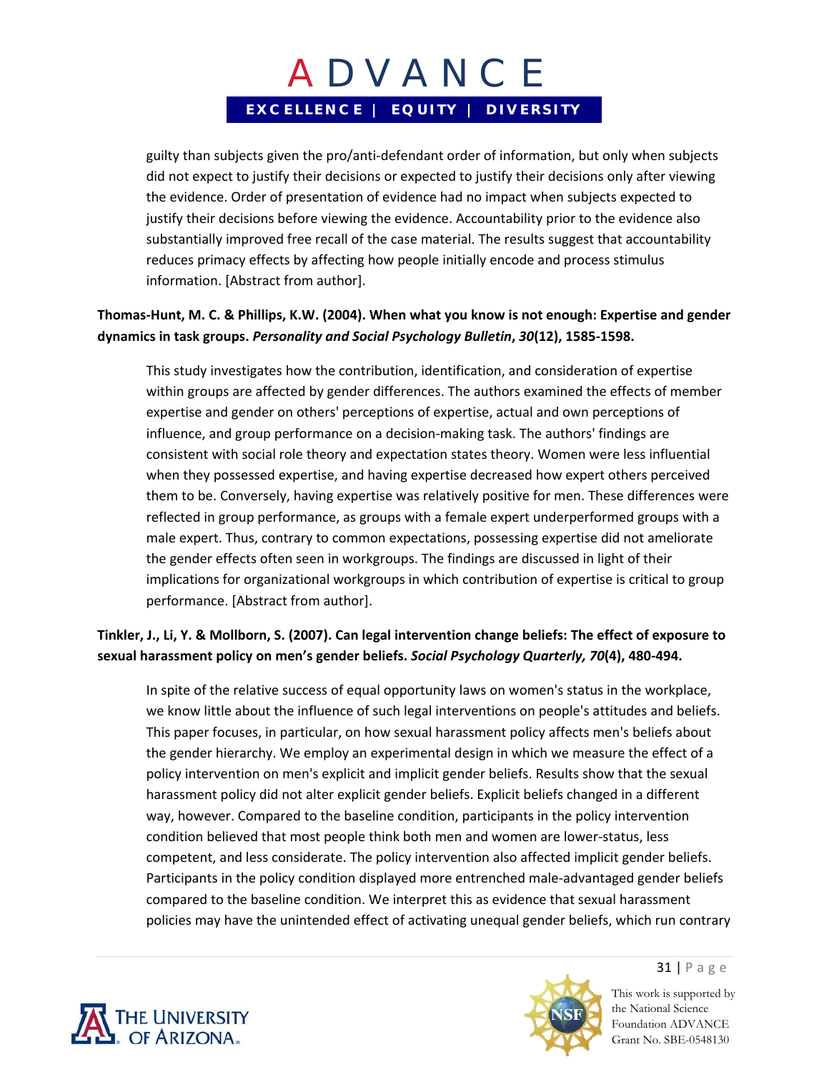guilty than subjects given the pro/anti-defendant order of information, but only when subjects did not expect to justify their decisions or expected to justify their decisions only after viewing the evidence. Order of presentation of evidence had no impact when subjects expected to justify their decisions before viewing the evidence. Accountability prior to the evidence also substantially improved free recall of the case material. The results suggest that accountability reduces primacy effects by affecting how people initially encode and process stimulus information. [Abstract from author].

**Thomas-Hunt, M. C. & Phillips, K.W. (2004). When what you know is not enough: Expertise and gender dynamics in task groups. *Personality and Social Psychology Bulletin*, *30*(12), 1585-1598.**

> This study investigates how the contribution, identification, and consideration of expertise within groups are affected by gender differences. The authors examined the effects of member expertise and gender on others' perceptions of expertise, actual and own perceptions of influence, and group performance on a decision-making task. The authors' findings are consistent with social role theory and expectation states theory. Women were less influential when they possessed expertise, and having expertise decreased how expert others perceived them to be. Conversely, having expertise was relatively positive for men. These differences were reflected in group performance, as groups with a female expert underperformed groups with a male expert. Thus, contrary to common expectations, possessing expertise did not ameliorate the gender effects often seen in workgroups. The findings are discussed in light of their implications for organizational workgroups in which contribution of expertise is critical to group performance. [Abstract from author].

**Tinkler, J., Li, Y. & Mollborn, S. (2007). Can legal intervention change beliefs: The effect of exposure to sexual harassment policy on men's gender beliefs. *Social Psychology Quarterly, 70*(4), 480-494.**

> In spite of the relative success of equal opportunity laws on women's status in the workplace, we know little about the influence of such legal interventions on people's attitudes and beliefs. This paper focuses, in particular, on how sexual harassment policy affects men's beliefs about the gender hierarchy. We employ an experimental design in which we measure the effect of a policy intervention on men's explicit and implicit gender beliefs. Results show that the sexual harassment policy did not alter explicit gender beliefs. Explicit beliefs changed in a different way, however. Compared to the baseline condition, participants in the policy intervention condition believed that most people think both men and women are lower-status, less competent, and less considerate. The policy intervention also affected implicit gender beliefs. Participants in the policy condition displayed more entrenched male-advantaged gender beliefs compared to the baseline condition. We interpret this as evidence that sexual harassment policies may have the unintended effect of activating unequal gender beliefs, which run contrary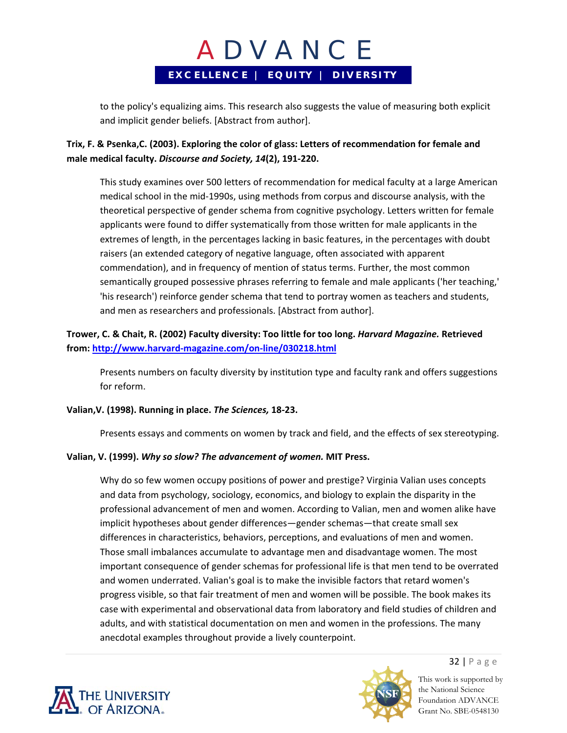to the policy's equalizing aims. This research also suggests the value of measuring both explicit and implicit gender beliefs. [Abstract from author].

**Trix, F. & Psenka,C. (2003). Exploring the color of glass: Letters of recommendation for female and male medical faculty. *Discourse and Society, 14*(2), 191-220.**

> This study examines over 500 letters of recommendation for medical faculty at a large American medical school in the mid-1990s, using methods from corpus and discourse analysis, with the theoretical perspective of gender schema from cognitive psychology. Letters written for female applicants were found to differ systematically from those written for male applicants in the extremes of length, in the percentages lacking in basic features, in the percentages with doubt raisers (an extended category of negative language, often associated with apparent commendation), and in frequency of mention of status terms. Further, the most common semantically grouped possessive phrases referring to female and male applicants ('her teaching,' 'his research') reinforce gender schema that tend to portray women as teachers and students, and men as researchers and professionals. [Abstract from author].

**Trower, C. & Chait, R. (2002) Faculty diversity: Too little for too long. *Harvard Magazine.* Retrieved from: [http://www.harvard-magazine.com/on-line/030218.html](http://www.harvard-magazine.com/on-line/030218.html)**

> Presents numbers on faculty diversity by institution type and faculty rank and offers suggestions for reform.

**Valian,V. (1998). Running in place. *The Sciences,* 18-23.**

> Presents essays and comments on women by track and field, and the effects of sex stereotyping.

**Valian, V. (1999). *Why so slow? The advancement of women.* MIT Press.**

> Why do so few women occupy positions of power and prestige? Virginia Valian uses concepts and data from psychology, sociology, economics, and biology to explain the disparity in the professional advancement of men and women. According to Valian, men and women alike have implicit hypotheses about gender differences—gender schemas—that create small sex differences in characteristics, behaviors, perceptions, and evaluations of men and women. Those small imbalances accumulate to advantage men and disadvantage women. The most important consequence of gender schemas for professional life is that men tend to be overrated and women underrated. Valian's goal is to make the invisible factors that retard women's progress visible, so that fair treatment of men and women will be possible. The book makes its case with experimental and observational data from laboratory and field studies of children and adults, and with statistical documentation on men and women in the professions. The many anecdotal examples throughout provide a lively counterpoint.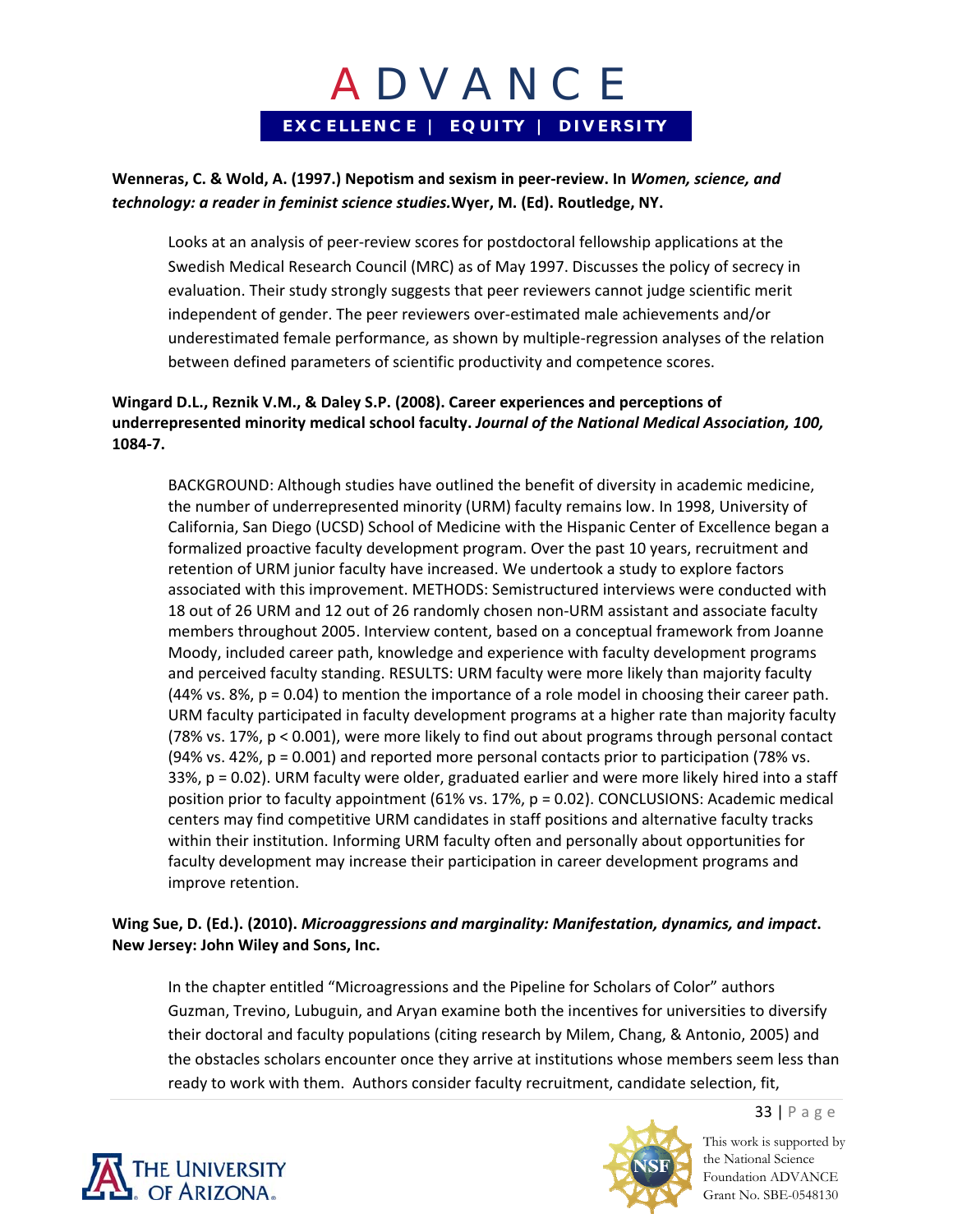**Wenneras, C. & Wold, A. (1997.) Nepotism and sexism in peer-review. In *Women, science, and technology: a reader in feminist science studies.*Wyer, M. (Ed). Routledge, NY.**

> Looks at an analysis of peer-review scores for postdoctoral fellowship applications at the Swedish Medical Research Council (MRC) as of May 1997. Discusses the policy of secrecy in evaluation. Their study strongly suggests that peer reviewers cannot judge scientific merit independent of gender. The peer reviewers over-estimated male achievements and/or underestimated female performance, as shown by multiple-regression analyses of the relation between defined parameters of scientific productivity and competence scores.

**Wingard D.L., Reznik V.M., & Daley S.P. (2008). Career experiences and perceptions of underrepresented minority medical school faculty. *Journal of the National Medical Association, 100,* 1084-7.**

> BACKGROUND: Although studies have outlined the benefit of diversity in academic medicine, the number of underrepresented minority (URM) faculty remains low. In 1998, University of California, San Diego (UCSD) School of Medicine with the Hispanic Center of Excellence began a formalized proactive faculty development program. Over the past 10 years, recruitment and retention of URM junior faculty have increased. We undertook a study to explore factors associated with this improvement. METHODS: Semistructured interviews were conducted with 18 out of 26 URM and 12 out of 26 randomly chosen non-URM assistant and associate faculty members throughout 2005. Interview content, based on a conceptual framework from Joanne Moody, included career path, knowledge and experience with faculty development programs and perceived faculty standing. RESULTS: URM faculty were more likely than majority faculty (44% vs. 8%, $p = 0.04$) to mention the importance of a role model in choosing their career path. URM faculty participated in faculty development programs at a higher rate than majority faculty (78% vs. 17%, $p < 0.001$), were more likely to find out about programs through personal contact (94% vs. 42%, $p = 0.001$) and reported more personal contacts prior to participation (78% vs. 33%, $p = 0.02$). URM faculty were older, graduated earlier and were more likely hired into a staff position prior to faculty appointment (61% vs. 17%, $p = 0.02$). CONCLUSIONS: Academic medical centers may find competitive URM candidates in staff positions and alternative faculty tracks within their institution. Informing URM faculty often and personally about opportunities for faculty development may increase their participation in career development programs and improve retention.

**Wing Sue, D. (Ed.). (2010). *Microaggressions and marginality: Manifestation, dynamics, and impact*. New Jersey: John Wiley and Sons, Inc.**

> In the chapter entitled "Microagressions and the Pipeline for Scholars of Color" authors Guzman, Trevino, Lubuguin, and Aryan examine both the incentives for universities to diversify their doctoral and faculty populations (citing research by Milem, Chang, & Antonio, 2005) and the obstacles scholars encounter once they arrive at institutions whose members seem less than ready to work with them. Authors consider faculty recruitment, candidate selection, fit,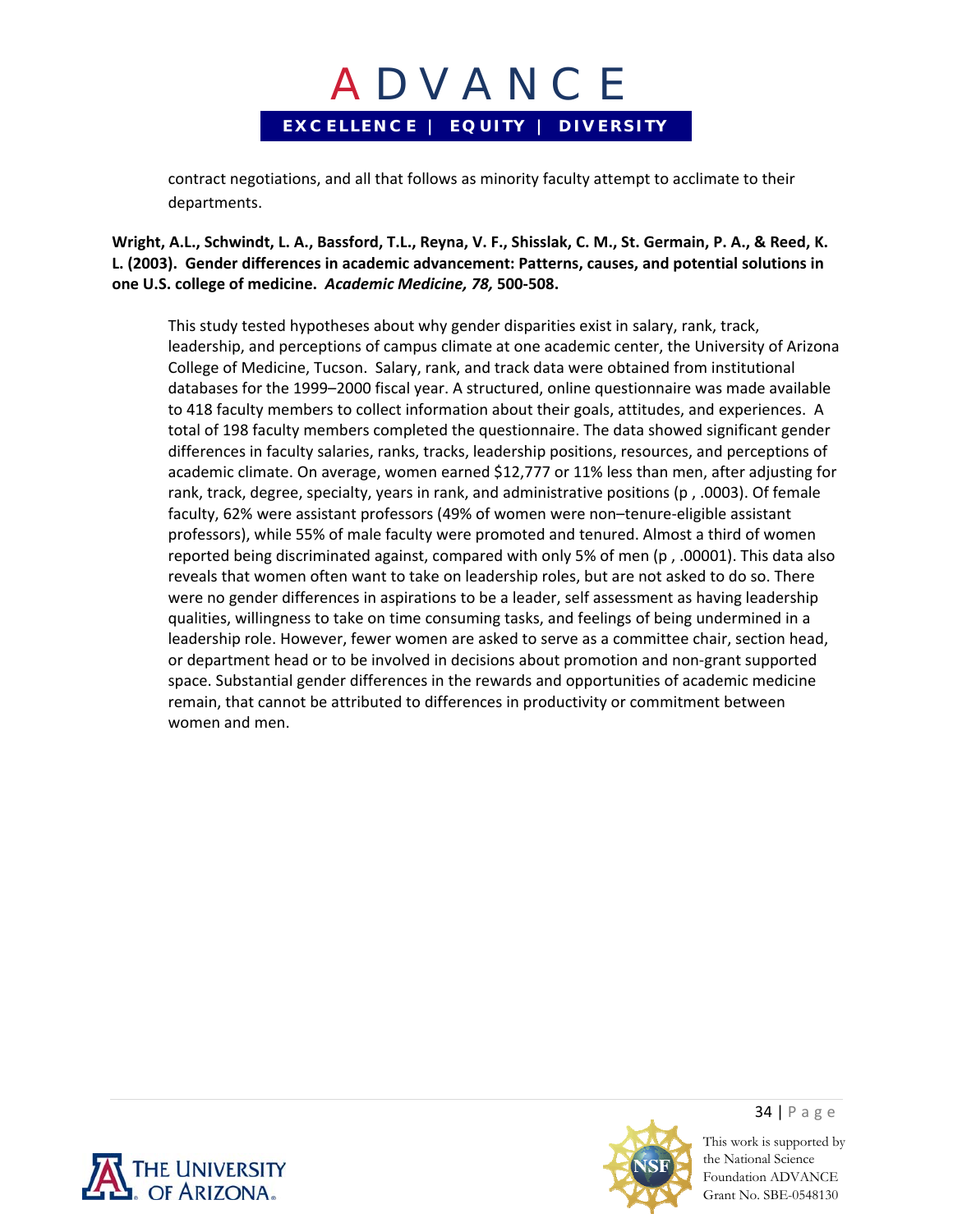contract negotiations, and all that follows as minority faculty attempt to acclimate to their departments.

**Wright, A.L., Schwindt, L. A., Bassford, T.L., Reyna, V. F., Shisslak, C. M., St. Germain, P. A., & Reed, K. L. (2003). Gender differences in academic advancement: Patterns, causes, and potential solutions in one U.S. college of medicine. *Academic Medicine, 78,* 500-508.**

This study tested hypotheses about why gender disparities exist in salary, rank, track, leadership, and perceptions of campus climate at one academic center, the University of Arizona College of Medicine, Tucson. Salary, rank, and track data were obtained from institutional databases for the 1999–2000 fiscal year. A structured, online questionnaire was made available to 418 faculty members to collect information about their goals, attitudes, and experiences. A total of 198 faculty members completed the questionnaire. The data showed significant gender differences in faculty salaries, ranks, tracks, leadership positions, resources, and perceptions of academic climate. On average, women earned $12,777 or 11% less than men, after adjusting for rank, track, degree, specialty, years in rank, and administrative positions (p , .0003). Of female faculty, 62% were assistant professors (49% of women were non–tenure-eligible assistant professors), while 55% of male faculty were promoted and tenured. Almost a third of women reported being discriminated against, compared with only 5% of men (p , .00001). This data also reveals that women often want to take on leadership roles, but are not asked to do so. There were no gender differences in aspirations to be a leader, self assessment as having leadership qualities, willingness to take on time consuming tasks, and feelings of being undermined in a leadership role. However, fewer women are asked to serve as a committee chair, section head, or department head or to be involved in decisions about promotion and non-grant supported space. Substantial gender differences in the rewards and opportunities of academic medicine remain, that cannot be attributed to differences in productivity or commitment between women and men.